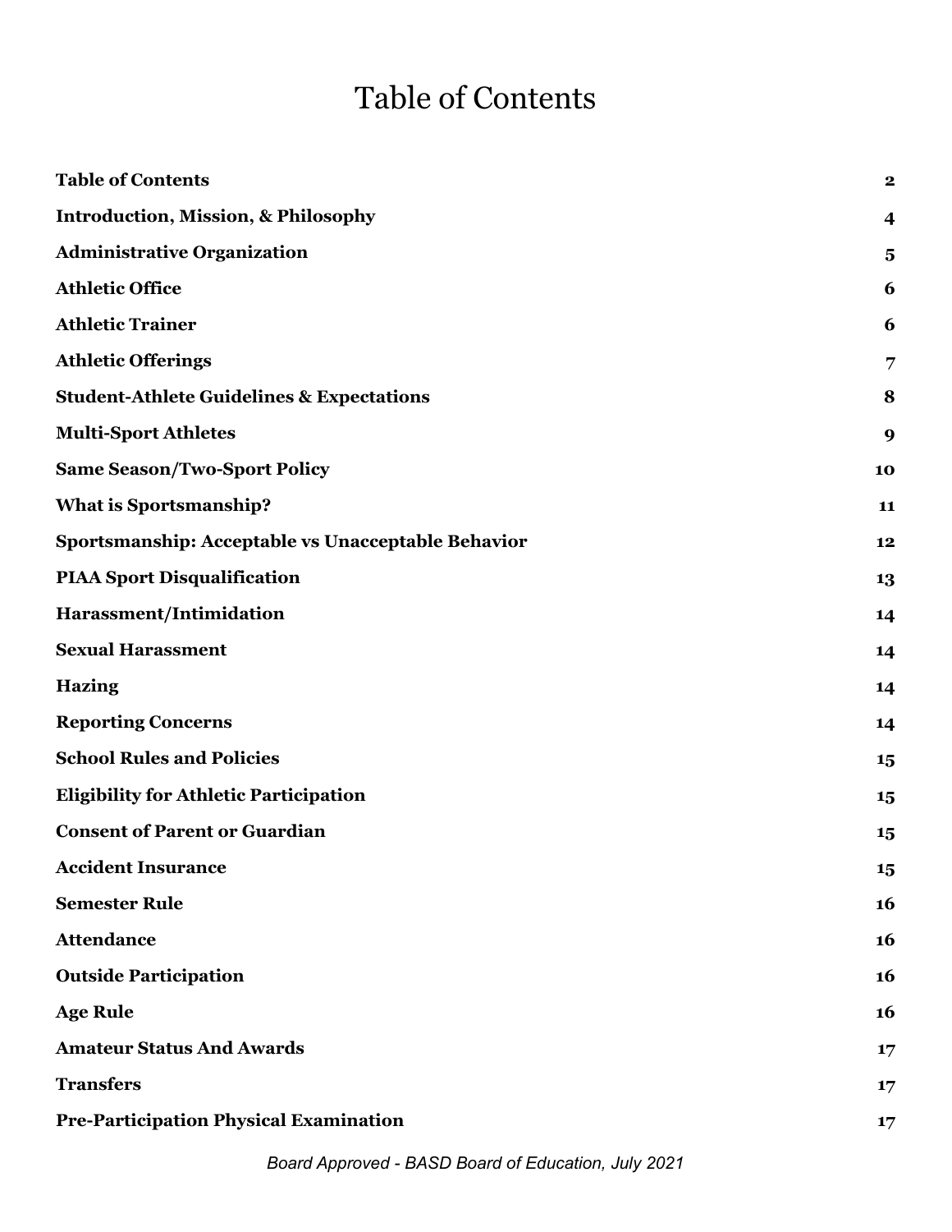# Table of Contents

| | |
|---|---|
| **Table of Contents** | **2** |
| **Introduction, Mission, & Philosophy** | **4** |
| **Administrative Organization** | **5** |
| **Athletic Office** | **6** |
| **Athletic Trainer** | **6** |
| **Athletic Offerings** | **7** |
| **Student-Athlete Guidelines & Expectations** | **8** |
| **Multi-Sport Athletes** | **9** |
| **Same Season/Two-Sport Policy** | **10** |
| **What is Sportsmanship?** | **11** |
| **Sportsmanship: Acceptable vs Unacceptable Behavior** | **12** |
| **PIAA Sport Disqualification** | **13** |
| **Harassment/Intimidation** | **14** |
| **Sexual Harassment** | **14** |
| **Hazing** | **14** |
| **Reporting Concerns** | **14** |
| **School Rules and Policies** | **15** |
| **Eligibility for Athletic Participation** | **15** |
| **Consent of Parent or Guardian** | **15** |
| **Accident Insurance** | **15** |
| **Semester Rule** | **16** |
| **Attendance** | **16** |
| **Outside Participation** | **16** |
| **Age Rule** | **16** |
| **Amateur Status And Awards** | **17** |
| **Transfers** | **17** |
| **Pre-Participation Physical Examination** | **17** |

*Board Approved - BASD Board of Education, July 2021*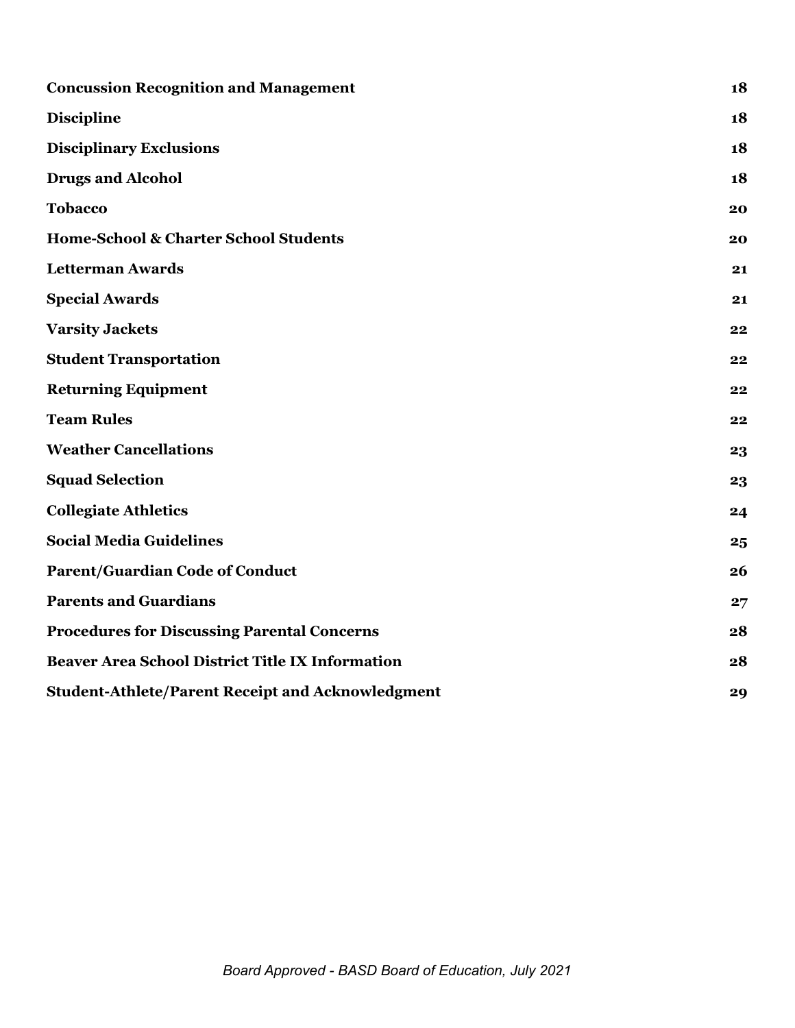| | |
|---|---|
| **Concussion Recognition and Management** | **18** |
| **Discipline** | **18** |
| **Disciplinary Exclusions** | **18** |
| **Drugs and Alcohol** | **18** |
| **Tobacco** | **20** |
| **Home-School & Charter School Students** | **20** |
| **Letterman Awards** | **21** |
| **Special Awards** | **21** |
| **Varsity Jackets** | **22** |
| **Student Transportation** | **22** |
| **Returning Equipment** | **22** |
| **Team Rules** | **22** |
| **Weather Cancellations** | **23** |
| **Squad Selection** | **23** |
| **Collegiate Athletics** | **24** |
| **Social Media Guidelines** | **25** |
| **Parent/Guardian Code of Conduct** | **26** |
| **Parents and Guardians** | **27** |
| **Procedures for Discussing Parental Concerns** | **28** |
| **Beaver Area School District Title IX Information** | **28** |
| **Student-Athlete/Parent Receipt and Acknowledgment** | **29** |

*Board Approved - BASD Board of Education, July 2021*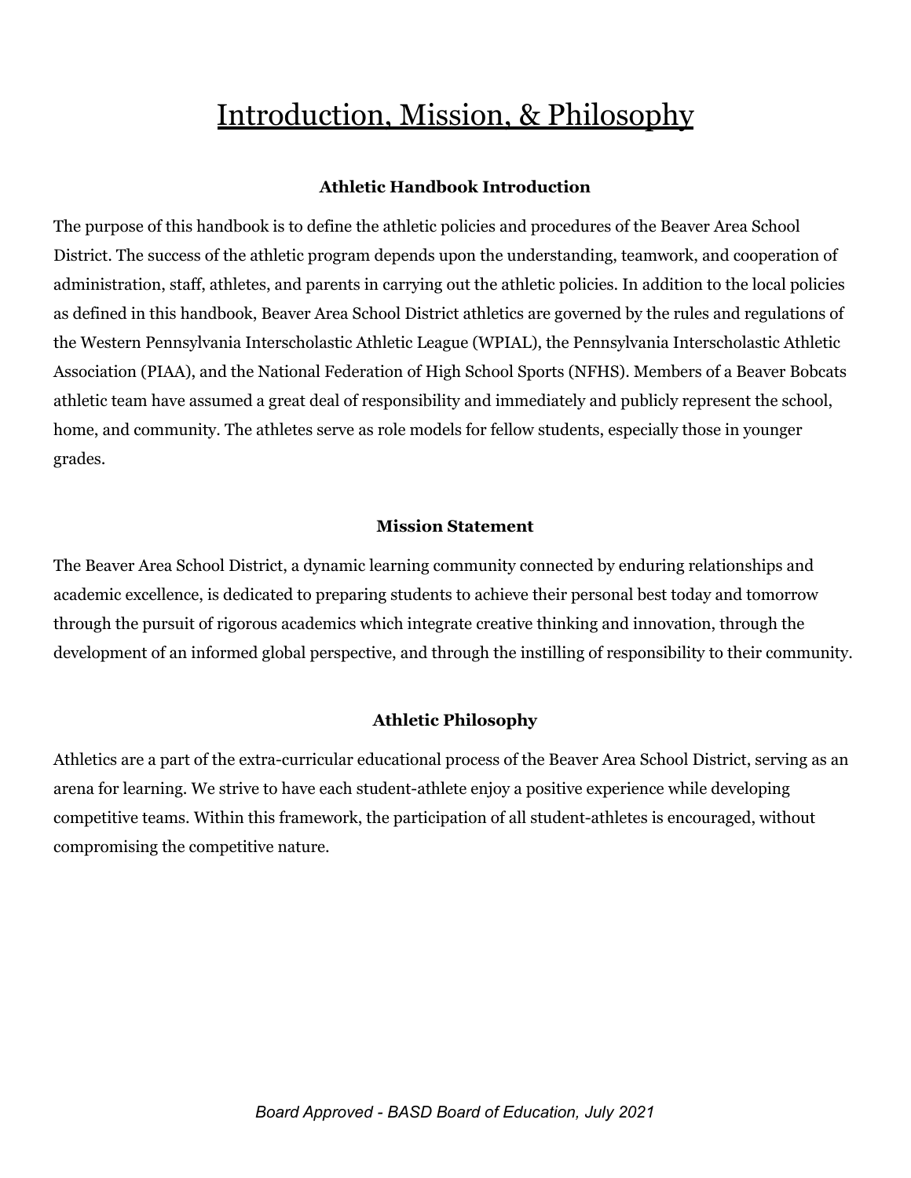# Introduction, Mission, & Philosophy

### Athletic Handbook Introduction

The purpose of this handbook is to define the athletic policies and procedures of the Beaver Area School District. The success of the athletic program depends upon the understanding, teamwork, and cooperation of administration, staff, athletes, and parents in carrying out the athletic policies. In addition to the local policies as defined in this handbook, Beaver Area School District athletics are governed by the rules and regulations of the Western Pennsylvania Interscholastic Athletic League (WPIAL), the Pennsylvania Interscholastic Athletic Association (PIAA), and the National Federation of High School Sports (NFHS). Members of a Beaver Bobcats athletic team have assumed a great deal of responsibility and immediately and publicly represent the school, home, and community. The athletes serve as role models for fellow students, especially those in younger grades.

### Mission Statement

The Beaver Area School District, a dynamic learning community connected by enduring relationships and academic excellence, is dedicated to preparing students to achieve their personal best today and tomorrow through the pursuit of rigorous academics which integrate creative thinking and innovation, through the development of an informed global perspective, and through the instilling of responsibility to their community.

### Athletic Philosophy

Athletics are a part of the extra-curricular educational process of the Beaver Area School District, serving as an arena for learning. We strive to have each student-athlete enjoy a positive experience while developing competitive teams. Within this framework, the participation of all student-athletes is encouraged, without compromising the competitive nature.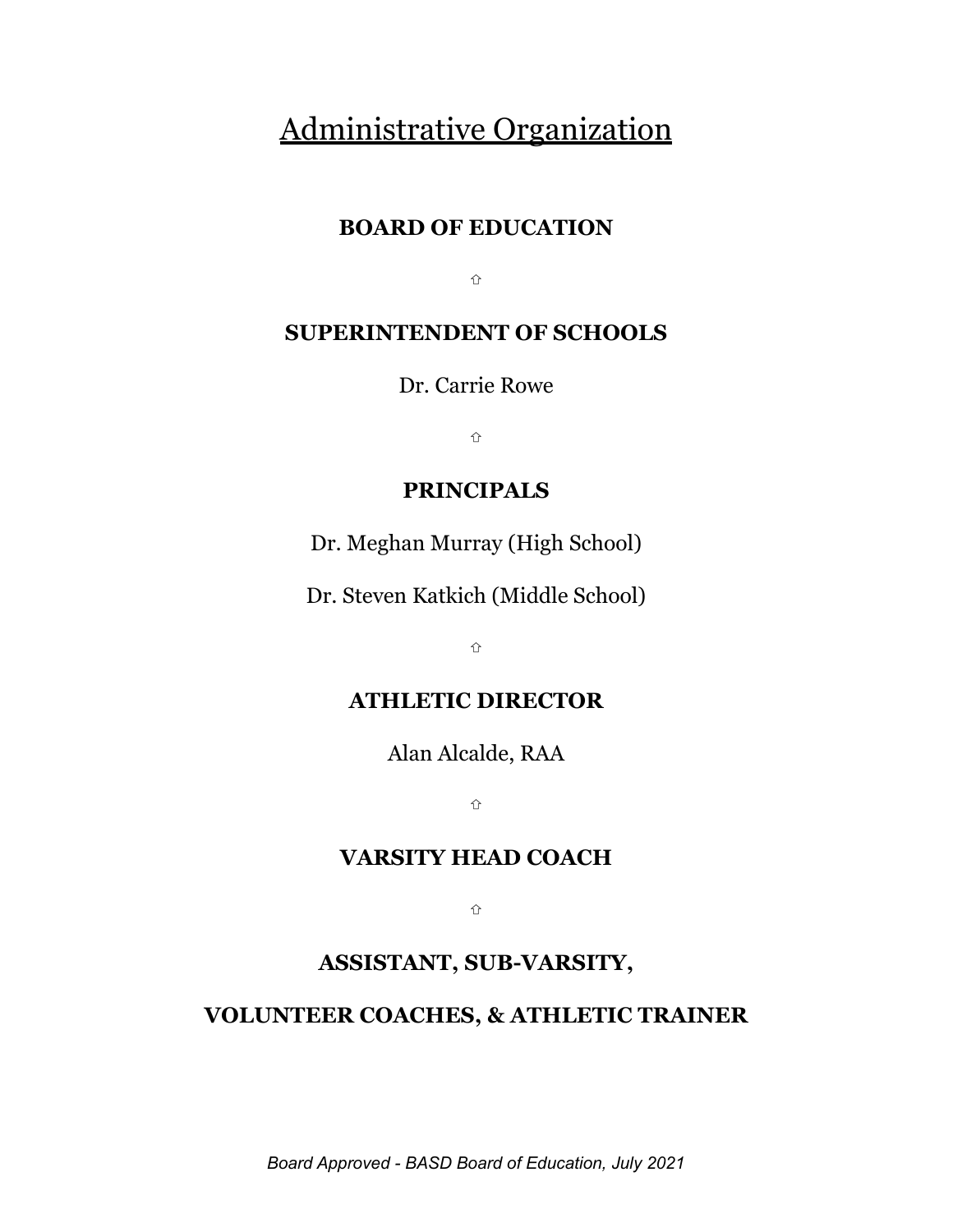# Administrative Organization

**BOARD OF EDUCATION**

⇧

**SUPERINTENDENT OF SCHOOLS**

Dr. Carrie Rowe

⇧

**PRINCIPALS**

Dr. Meghan Murray (High School)

Dr. Steven Katkich (Middle School)

⇧

**ATHLETIC DIRECTOR**

Alan Alcalde, RAA

⇧

**VARSITY HEAD COACH**

⇧

**ASSISTANT, SUB-VARSITY,**

**VOLUNTEER COACHES, & ATHLETIC TRAINER**

*Board Approved - BASD Board of Education, July 2021*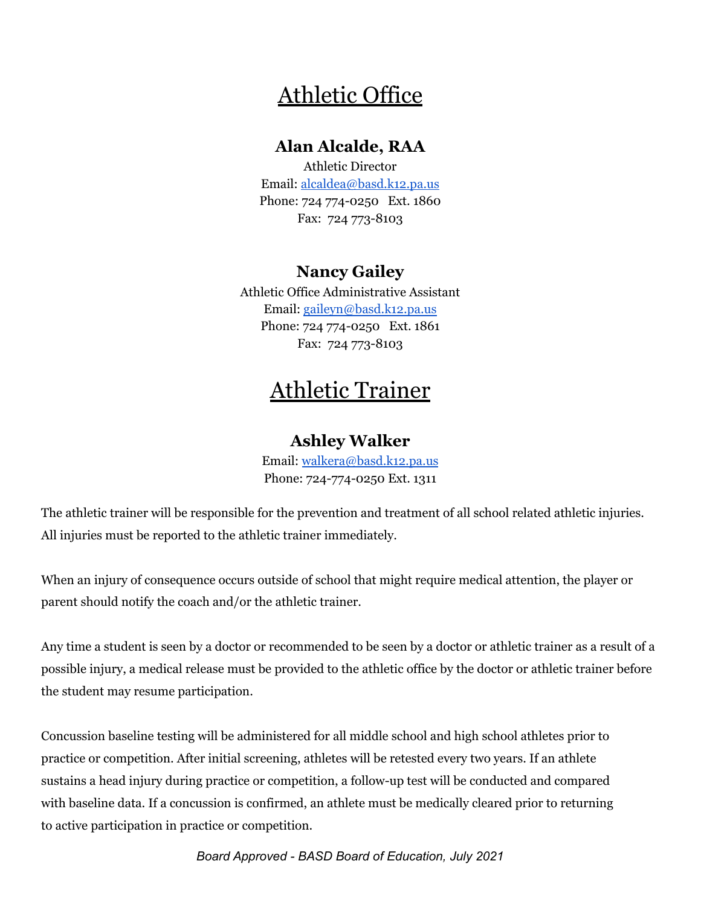# Athletic Office

### Alan Alcalde, RAA

Athletic Director
Email: alcaldea@basd.k12.pa.us
Phone: 724 774-0250 Ext. 1860
Fax: 724 773-8103

### Nancy Gailey

Athletic Office Administrative Assistant
Email: gaileyn@basd.k12.pa.us
Phone: 724 774-0250 Ext. 1861
Fax: 724 773-8103

# Athletic Trainer

### Ashley Walker

Email: walkera@basd.k12.pa.us
Phone: 724-774-0250 Ext. 1311

The athletic trainer will be responsible for the prevention and treatment of all school related athletic injuries. All injuries must be reported to the athletic trainer immediately.

When an injury of consequence occurs outside of school that might require medical attention, the player or parent should notify the coach and/or the athletic trainer.

Any time a student is seen by a doctor or recommended to be seen by a doctor or athletic trainer as a result of a possible injury, a medical release must be provided to the athletic office by the doctor or athletic trainer before the student may resume participation.

Concussion baseline testing will be administered for all middle school and high school athletes prior to practice or competition. After initial screening, athletes will be retested every two years. If an athlete sustains a head injury during practice or competition, a follow-up test will be conducted and compared with baseline data. If a concussion is confirmed, an athlete must be medically cleared prior to returning to active participation in practice or competition.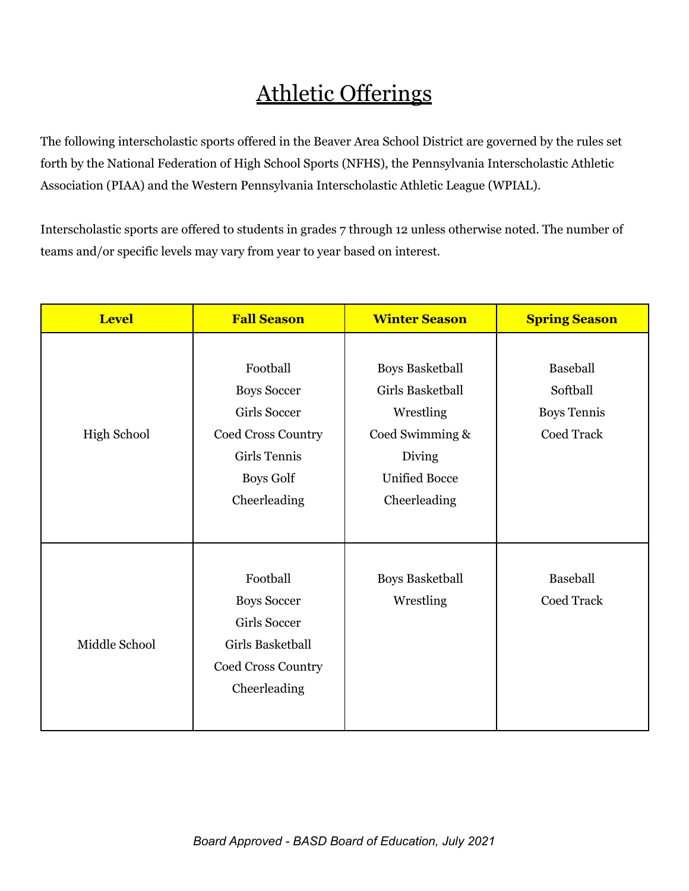# Athletic Offerings

The following interscholastic sports offered in the Beaver Area School District are governed by the rules set forth by the National Federation of High School Sports (NFHS), the Pennsylvania Interscholastic Athletic Association (PIAA) and the Western Pennsylvania Interscholastic Athletic League (WPIAL).

Interscholastic sports are offered to students in grades 7 through 12 unless otherwise noted. The number of teams and/or specific levels may vary from year to year based on interest.

| Level | Fall Season | Winter Season | Spring Season |
|---|---|---|---|
| High School | Football<br>Boys Soccer<br>Girls Soccer<br>Coed Cross Country<br>Girls Tennis<br>Boys Golf<br>Cheerleading | Boys Basketball<br>Girls Basketball<br>Wrestling<br>Coed Swimming & Diving<br>Unified Bocce<br>Cheerleading | Baseball<br>Softball<br>Boys Tennis<br>Coed Track |
| Middle School | Football<br>Boys Soccer<br>Girls Soccer<br>Girls Basketball<br>Coed Cross Country<br>Cheerleading | Boys Basketball<br>Wrestling | Baseball<br>Coed Track |

*Board Approved - BASD Board of Education, July 2021*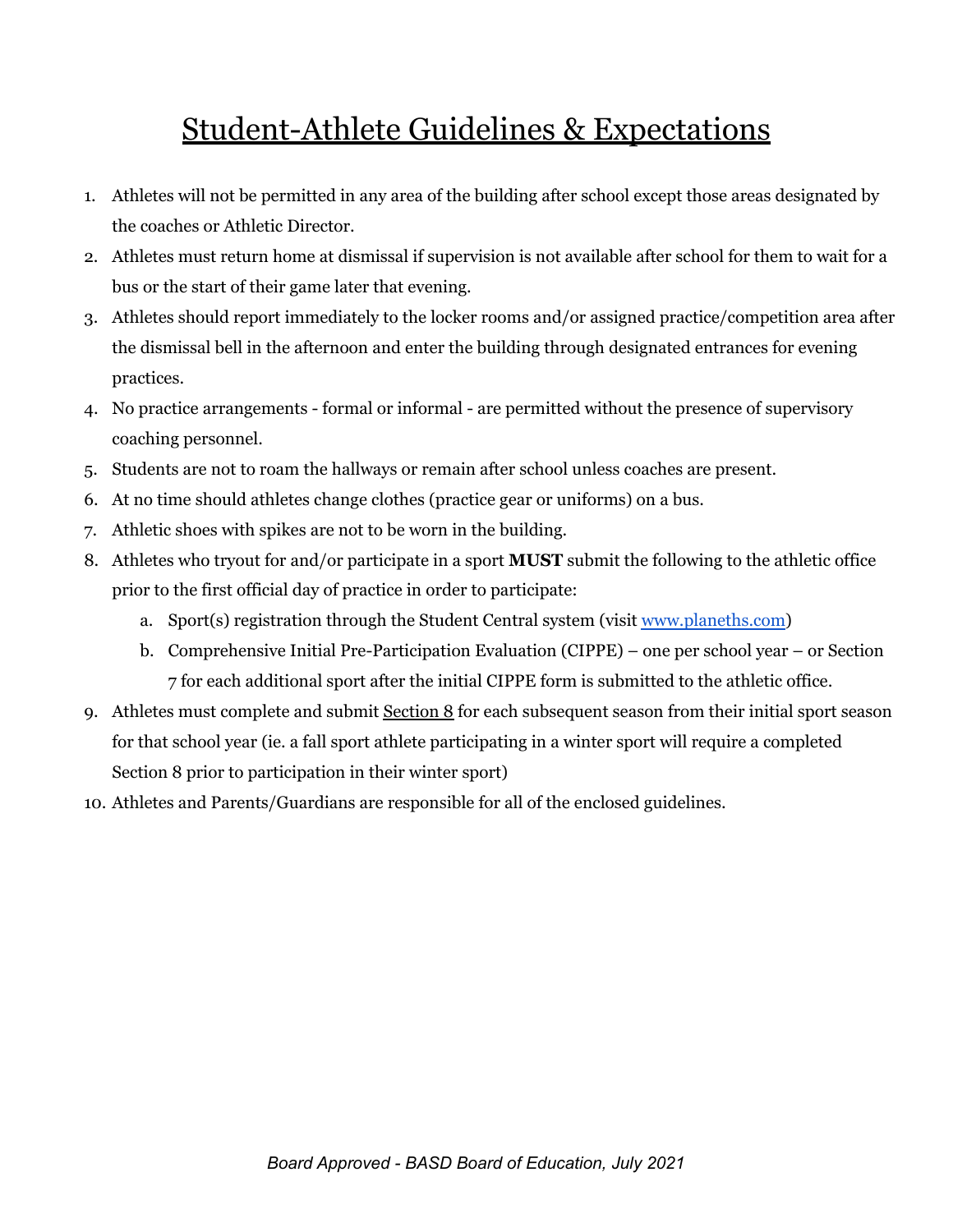# Student-Athlete Guidelines & Expectations

1. Athletes will not be permitted in any area of the building after school except those areas designated by the coaches or Athletic Director.
2. Athletes must return home at dismissal if supervision is not available after school for them to wait for a bus or the start of their game later that evening.
3. Athletes should report immediately to the locker rooms and/or assigned practice/competition area after the dismissal bell in the afternoon and enter the building through designated entrances for evening practices.
4. No practice arrangements - formal or informal - are permitted without the presence of supervisory coaching personnel.
5. Students are not to roam the hallways or remain after school unless coaches are present.
6. At no time should athletes change clothes (practice gear or uniforms) on a bus.
7. Athletic shoes with spikes are not to be worn in the building.
8. Athletes who tryout for and/or participate in a sport **MUST** submit the following to the athletic office prior to the first official day of practice in order to participate:
   a. Sport(s) registration through the Student Central system (visit [www.planeths.com](http://www.planeths.com))
   b. Comprehensive Initial Pre-Participation Evaluation (CIPPE) – one per school year – or Section 7 for each additional sport after the initial CIPPE form is submitted to the athletic office.
9. Athletes must complete and submit Section 8 for each subsequent season from their initial sport season for that school year (ie. a fall sport athlete participating in a winter sport will require a completed Section 8 prior to participation in their winter sport)
10. Athletes and Parents/Guardians are responsible for all of the enclosed guidelines.

*Board Approved - BASD Board of Education, July 2021*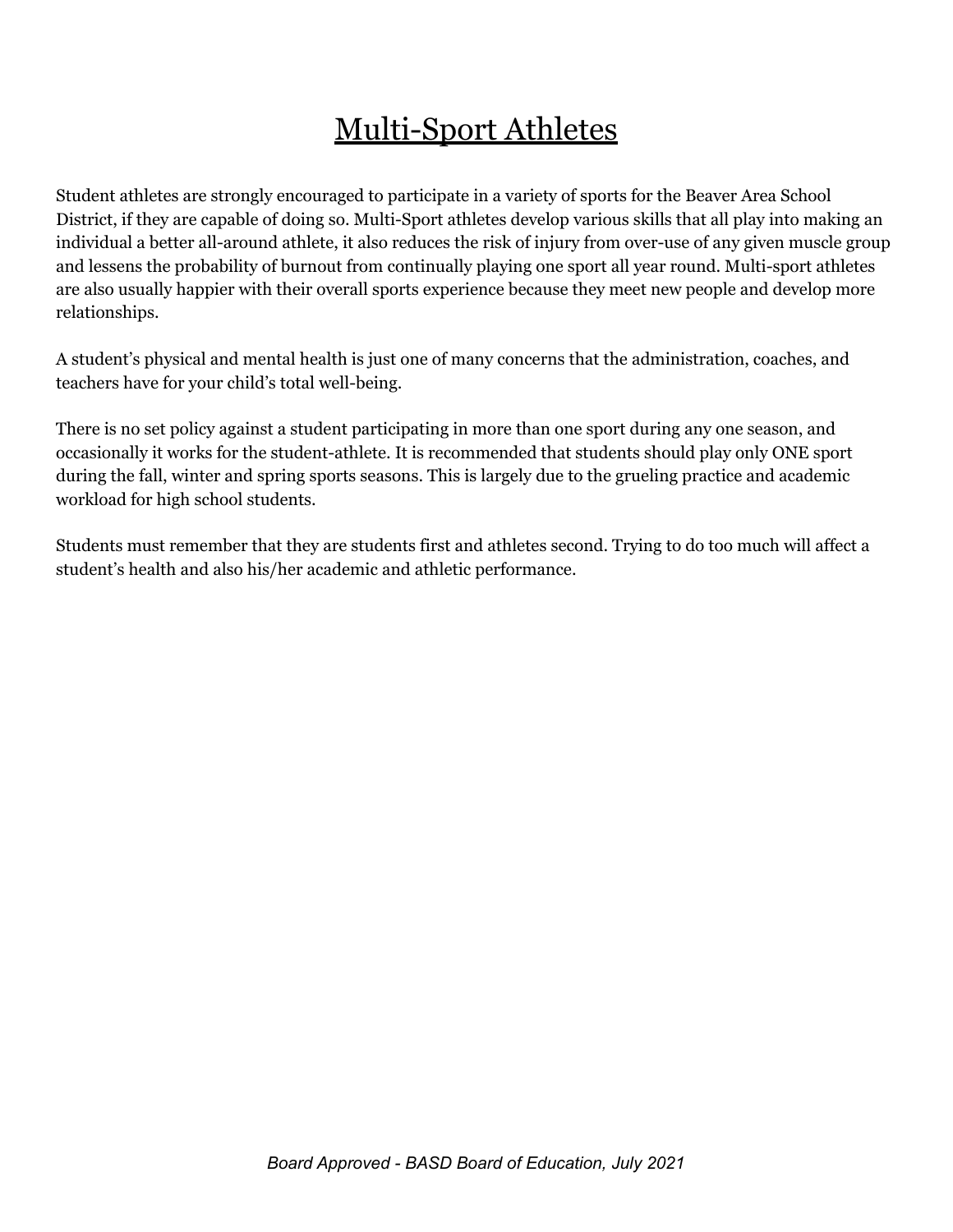# Multi-Sport Athletes

Student athletes are strongly encouraged to participate in a variety of sports for the Beaver Area School District, if they are capable of doing so. Multi-Sport athletes develop various skills that all play into making an individual a better all-around athlete, it also reduces the risk of injury from over-use of any given muscle group and lessens the probability of burnout from continually playing one sport all year round. Multi-sport athletes are also usually happier with their overall sports experience because they meet new people and develop more relationships.

A student's physical and mental health is just one of many concerns that the administration, coaches, and teachers have for your child's total well-being.

There is no set policy against a student participating in more than one sport during any one season, and occasionally it works for the student-athlete. It is recommended that students should play only ONE sport during the fall, winter and spring sports seasons. This is largely due to the grueling practice and academic workload for high school students.

Students must remember that they are students first and athletes second. Trying to do too much will affect a student's health and also his/her academic and athletic performance.

*Board Approved - BASD Board of Education, July 2021*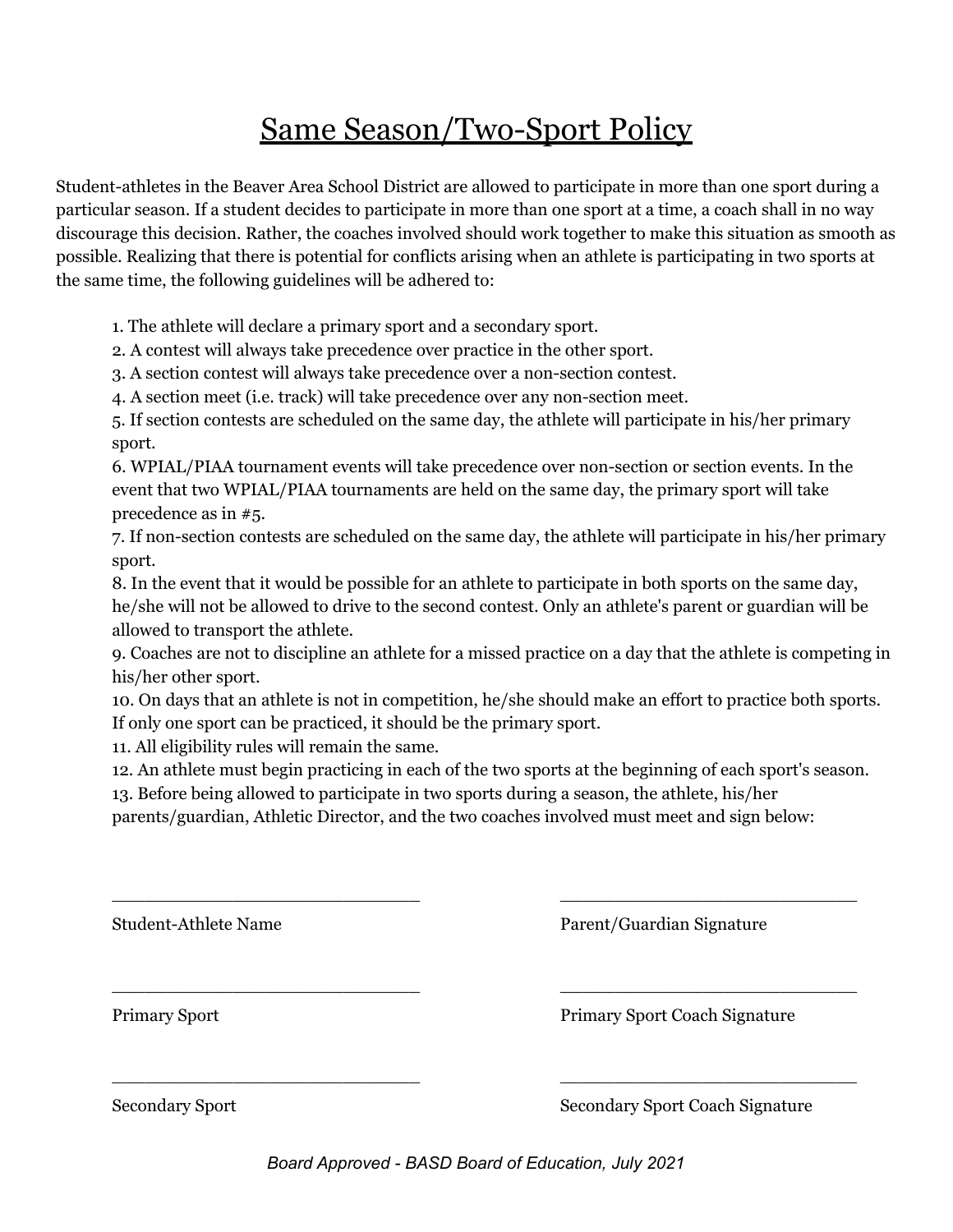# Same Season/Two-Sport Policy

Student-athletes in the Beaver Area School District are allowed to participate in more than one sport during a particular season. If a student decides to participate in more than one sport at a time, a coach shall in no way discourage this decision. Rather, the coaches involved should work together to make this situation as smooth as possible. Realizing that there is potential for conflicts arising when an athlete is participating in two sports at the same time, the following guidelines will be adhered to:

1. The athlete will declare a primary sport and a secondary sport.
2. A contest will always take precedence over practice in the other sport.
3. A section contest will always take precedence over a non-section contest.
4. A section meet (i.e. track) will take precedence over any non-section meet.
5. If section contests are scheduled on the same day, the athlete will participate in his/her primary sport.
6. WPIAL/PIAA tournament events will take precedence over non-section or section events. In the event that two WPIAL/PIAA tournaments are held on the same day, the primary sport will take precedence as in #5.
7. If non-section contests are scheduled on the same day, the athlete will participate in his/her primary sport.
8. In the event that it would be possible for an athlete to participate in both sports on the same day, he/she will not be allowed to drive to the second contest. Only an athlete's parent or guardian will be allowed to transport the athlete.
9. Coaches are not to discipline an athlete for a missed practice on a day that the athlete is competing in his/her other sport.
10. On days that an athlete is not in competition, he/she should make an effort to practice both sports. If only one sport can be practiced, it should be the primary sport.
11. All eligibility rules will remain the same.
12. An athlete must begin practicing in each of the two sports at the beginning of each sport's season.
13. Before being allowed to participate in two sports during a season, the athlete, his/her parents/guardian, Athletic Director, and the two coaches involved must meet and sign below:

______________________________ Student-Athlete Name

______________________________ Parent/Guardian Signature

______________________________ Primary Sport

______________________________ Primary Sport Coach Signature

______________________________ Secondary Sport

______________________________ Secondary Sport Coach Signature

*Board Approved - BASD Board of Education, July 2021*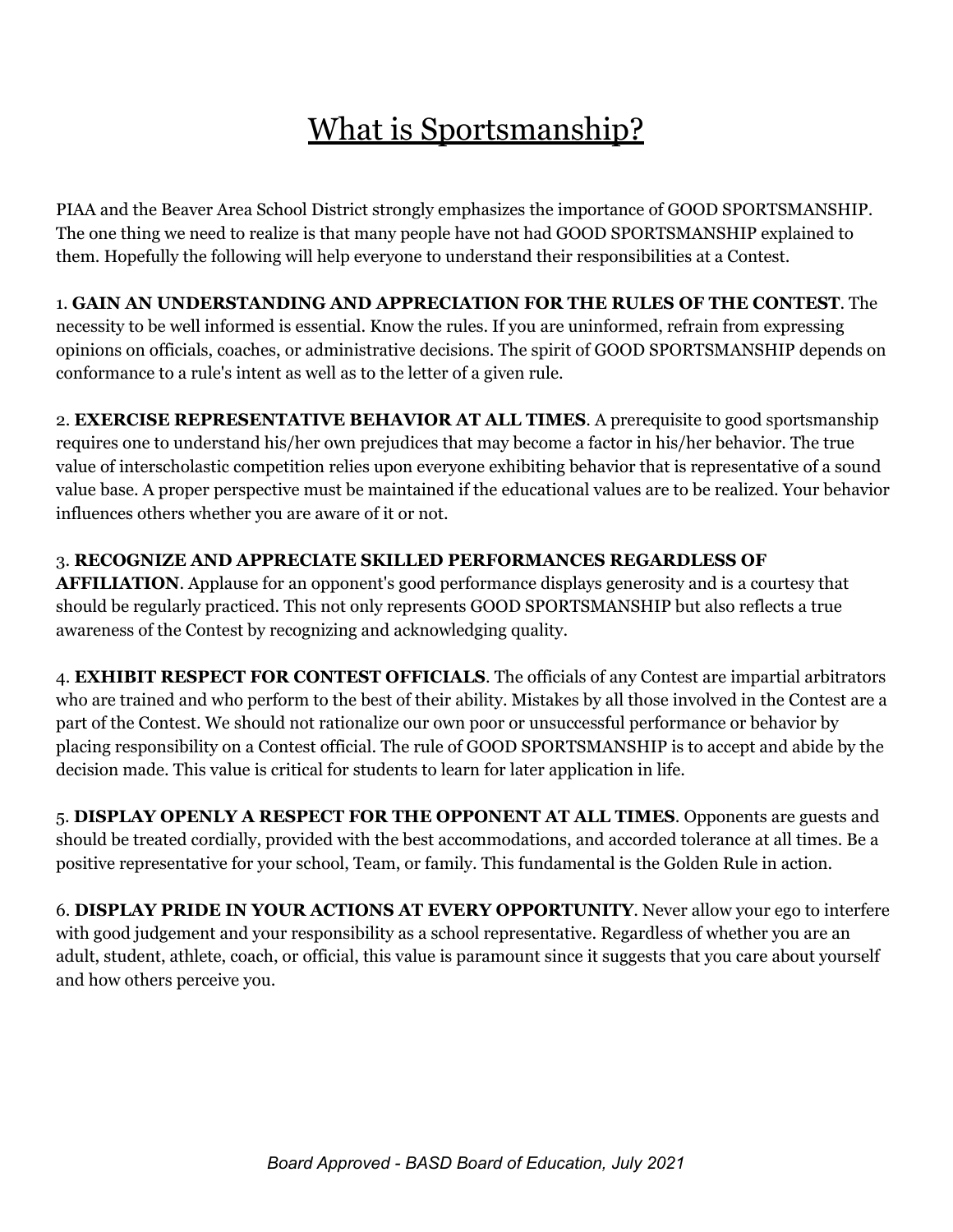# What is Sportsmanship?

PIAA and the Beaver Area School District strongly emphasizes the importance of GOOD SPORTSMANSHIP. The one thing we need to realize is that many people have not had GOOD SPORTSMANSHIP explained to them. Hopefully the following will help everyone to understand their responsibilities at a Contest.

1. **GAIN AN UNDERSTANDING AND APPRECIATION FOR THE RULES OF THE CONTEST**. The necessity to be well informed is essential. Know the rules. If you are uninformed, refrain from expressing opinions on officials, coaches, or administrative decisions. The spirit of GOOD SPORTSMANSHIP depends on conformance to a rule's intent as well as to the letter of a given rule.

2. **EXERCISE REPRESENTATIVE BEHAVIOR AT ALL TIMES**. A prerequisite to good sportsmanship requires one to understand his/her own prejudices that may become a factor in his/her behavior. The true value of interscholastic competition relies upon everyone exhibiting behavior that is representative of a sound value base. A proper perspective must be maintained if the educational values are to be realized. Your behavior influences others whether you are aware of it or not.

3. **RECOGNIZE AND APPRECIATE SKILLED PERFORMANCES REGARDLESS OF AFFILIATION**. Applause for an opponent's good performance displays generosity and is a courtesy that should be regularly practiced. This not only represents GOOD SPORTSMANSHIP but also reflects a true awareness of the Contest by recognizing and acknowledging quality.

4. **EXHIBIT RESPECT FOR CONTEST OFFICIALS**. The officials of any Contest are impartial arbitrators who are trained and who perform to the best of their ability. Mistakes by all those involved in the Contest are a part of the Contest. We should not rationalize our own poor or unsuccessful performance or behavior by placing responsibility on a Contest official. The rule of GOOD SPORTSMANSHIP is to accept and abide by the decision made. This value is critical for students to learn for later application in life.

5. **DISPLAY OPENLY A RESPECT FOR THE OPPONENT AT ALL TIMES**. Opponents are guests and should be treated cordially, provided with the best accommodations, and accorded tolerance at all times. Be a positive representative for your school, Team, or family. This fundamental is the Golden Rule in action.

6. **DISPLAY PRIDE IN YOUR ACTIONS AT EVERY OPPORTUNITY**. Never allow your ego to interfere with good judgement and your responsibility as a school representative. Regardless of whether you are an adult, student, athlete, coach, or official, this value is paramount since it suggests that you care about yourself and how others perceive you.

*Board Approved - BASD Board of Education, July 2021*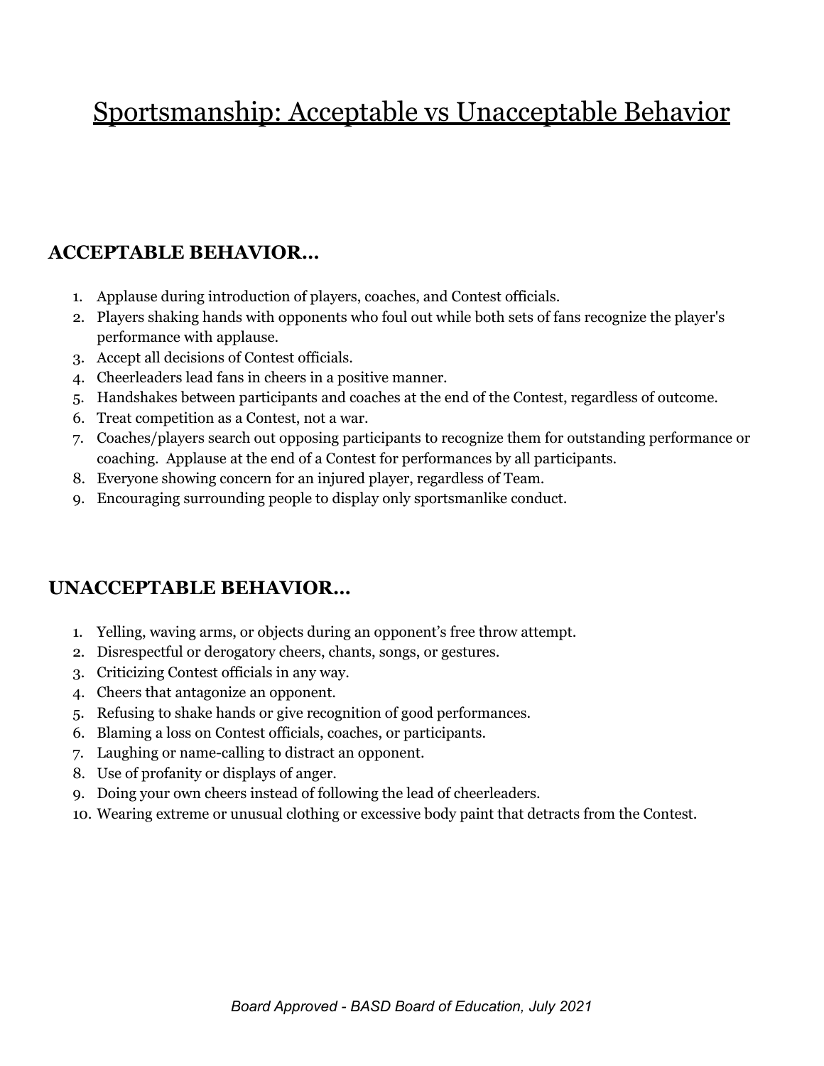# Sportsmanship: Acceptable vs Unacceptable Behavior

## ACCEPTABLE BEHAVIOR…

1. Applause during introduction of players, coaches, and Contest officials.
2. Players shaking hands with opponents who foul out while both sets of fans recognize the player's performance with applause.
3. Accept all decisions of Contest officials.
4. Cheerleaders lead fans in cheers in a positive manner.
5. Handshakes between participants and coaches at the end of the Contest, regardless of outcome.
6. Treat competition as a Contest, not a war.
7. Coaches/players search out opposing participants to recognize them for outstanding performance or coaching. Applause at the end of a Contest for performances by all participants.
8. Everyone showing concern for an injured player, regardless of Team.
9. Encouraging surrounding people to display only sportsmanlike conduct.

## UNACCEPTABLE BEHAVIOR…

1. Yelling, waving arms, or objects during an opponent's free throw attempt.
2. Disrespectful or derogatory cheers, chants, songs, or gestures.
3. Criticizing Contest officials in any way.
4. Cheers that antagonize an opponent.
5. Refusing to shake hands or give recognition of good performances.
6. Blaming a loss on Contest officials, coaches, or participants.
7. Laughing or name-calling to distract an opponent.
8. Use of profanity or displays of anger.
9. Doing your own cheers instead of following the lead of cheerleaders.
10. Wearing extreme or unusual clothing or excessive body paint that detracts from the Contest.

*Board Approved - BASD Board of Education, July 2021*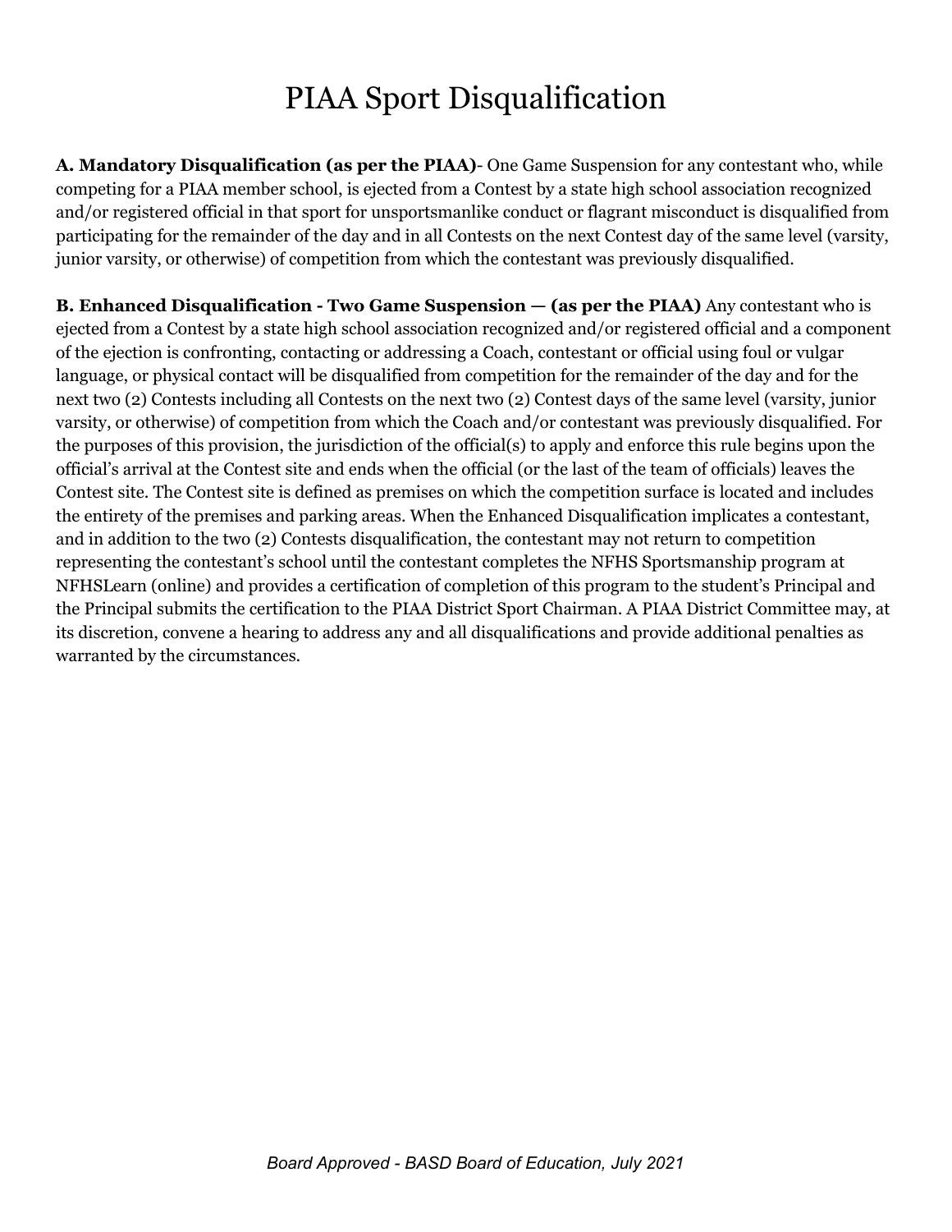# PIAA Sport Disqualification

**A. Mandatory Disqualification (as per the PIAA)**- One Game Suspension for any contestant who, while competing for a PIAA member school, is ejected from a Contest by a state high school association recognized and/or registered official in that sport for unsportsmanlike conduct or flagrant misconduct is disqualified from participating for the remainder of the day and in all Contests on the next Contest day of the same level (varsity, junior varsity, or otherwise) of competition from which the contestant was previously disqualified.

**B. Enhanced Disqualification - Two Game Suspension — (as per the PIAA)** Any contestant who is ejected from a Contest by a state high school association recognized and/or registered official and a component of the ejection is confronting, contacting or addressing a Coach, contestant or official using foul or vulgar language, or physical contact will be disqualified from competition for the remainder of the day and for the next two (2) Contests including all Contests on the next two (2) Contest days of the same level (varsity, junior varsity, or otherwise) of competition from which the Coach and/or contestant was previously disqualified. For the purposes of this provision, the jurisdiction of the official(s) to apply and enforce this rule begins upon the official's arrival at the Contest site and ends when the official (or the last of the team of officials) leaves the Contest site. The Contest site is defined as premises on which the competition surface is located and includes the entirety of the premises and parking areas. When the Enhanced Disqualification implicates a contestant, and in addition to the two (2) Contests disqualification, the contestant may not return to competition representing the contestant's school until the contestant completes the NFHS Sportsmanship program at NFHSLearn (online) and provides a certification of completion of this program to the student's Principal and the Principal submits the certification to the PIAA District Sport Chairman. A PIAA District Committee may, at its discretion, convene a hearing to address any and all disqualifications and provide additional penalties as warranted by the circumstances.

*Board Approved - BASD Board of Education, July 2021*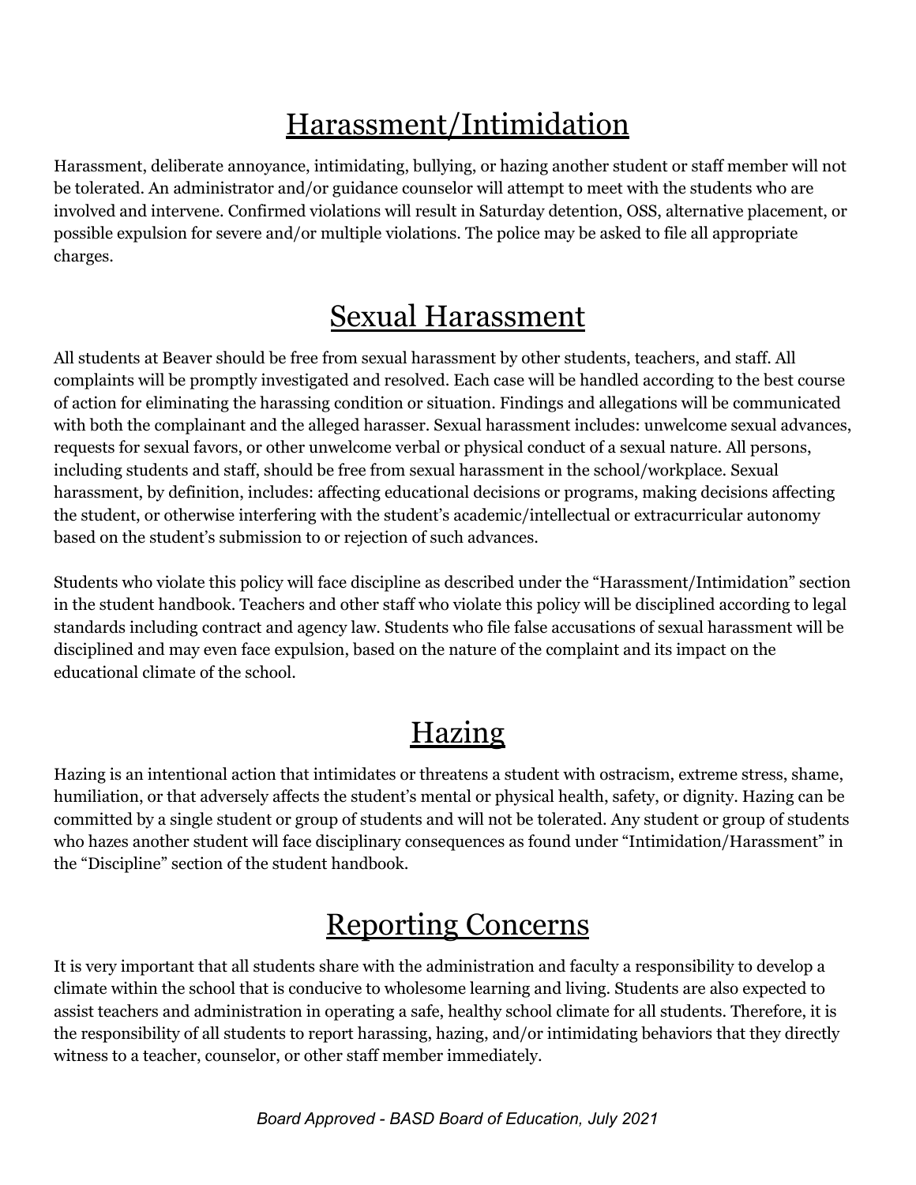# Harassment/Intimidation

Harassment, deliberate annoyance, intimidating, bullying, or hazing another student or staff member will not be tolerated. An administrator and/or guidance counselor will attempt to meet with the students who are involved and intervene. Confirmed violations will result in Saturday detention, OSS, alternative placement, or possible expulsion for severe and/or multiple violations. The police may be asked to file all appropriate charges.

# Sexual Harassment

All students at Beaver should be free from sexual harassment by other students, teachers, and staff. All complaints will be promptly investigated and resolved. Each case will be handled according to the best course of action for eliminating the harassing condition or situation. Findings and allegations will be communicated with both the complainant and the alleged harasser. Sexual harassment includes: unwelcome sexual advances, requests for sexual favors, or other unwelcome verbal or physical conduct of a sexual nature. All persons, including students and staff, should be free from sexual harassment in the school/workplace. Sexual harassment, by definition, includes: affecting educational decisions or programs, making decisions affecting the student, or otherwise interfering with the student's academic/intellectual or extracurricular autonomy based on the student's submission to or rejection of such advances.

Students who violate this policy will face discipline as described under the "Harassment/Intimidation" section in the student handbook. Teachers and other staff who violate this policy will be disciplined according to legal standards including contract and agency law. Students who file false accusations of sexual harassment will be disciplined and may even face expulsion, based on the nature of the complaint and its impact on the educational climate of the school.

# Hazing

Hazing is an intentional action that intimidates or threatens a student with ostracism, extreme stress, shame, humiliation, or that adversely affects the student's mental or physical health, safety, or dignity. Hazing can be committed by a single student or group of students and will not be tolerated. Any student or group of students who hazes another student will face disciplinary consequences as found under "Intimidation/Harassment" in the "Discipline" section of the student handbook.

# Reporting Concerns

It is very important that all students share with the administration and faculty a responsibility to develop a climate within the school that is conducive to wholesome learning and living. Students are also expected to assist teachers and administration in operating a safe, healthy school climate for all students. Therefore, it is the responsibility of all students to report harassing, hazing, and/or intimidating behaviors that they directly witness to a teacher, counselor, or other staff member immediately.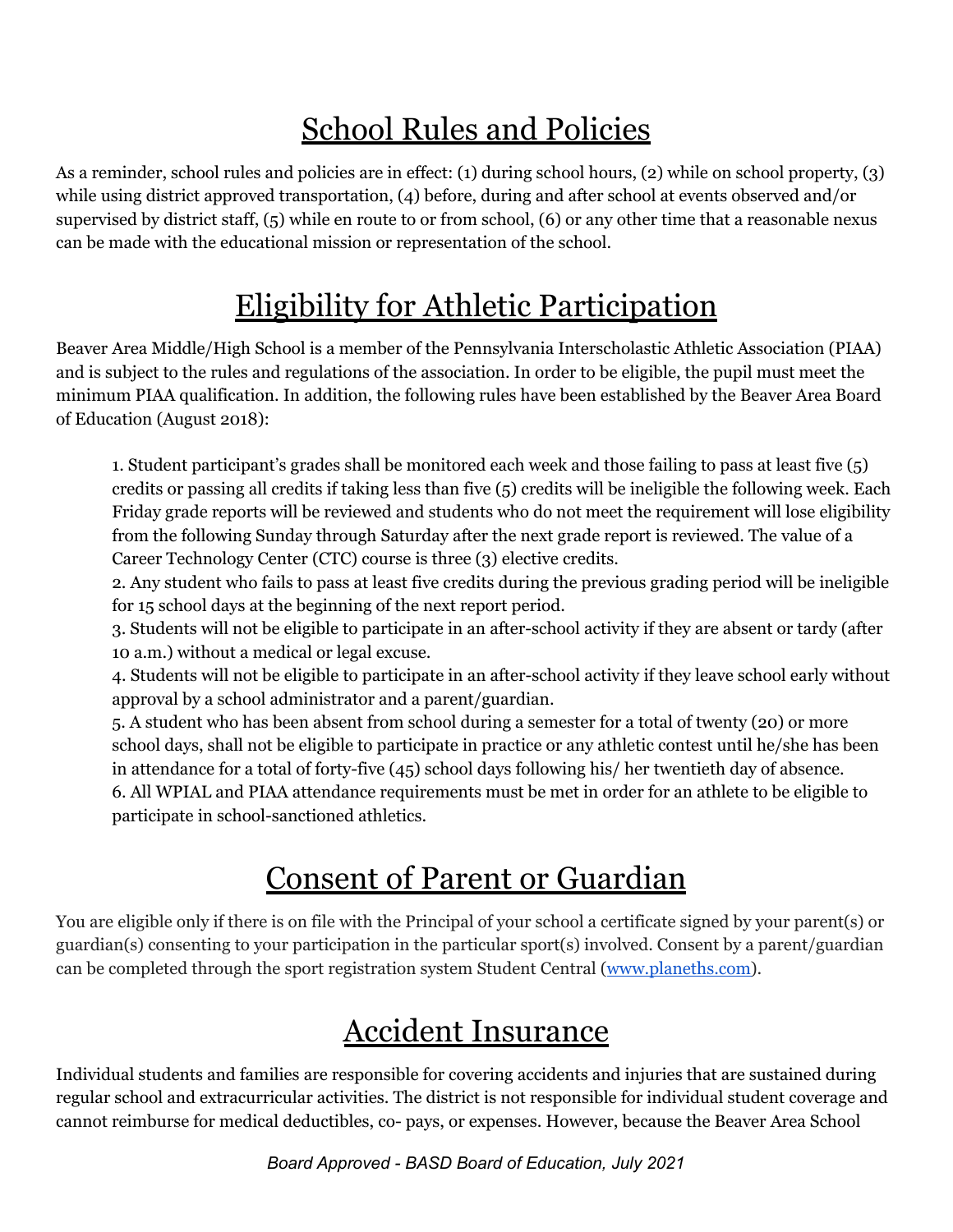# School Rules and Policies

As a reminder, school rules and policies are in effect: (1) during school hours, (2) while on school property, (3) while using district approved transportation, (4) before, during and after school at events observed and/or supervised by district staff, (5) while en route to or from school, (6) or any other time that a reasonable nexus can be made with the educational mission or representation of the school.

# Eligibility for Athletic Participation

Beaver Area Middle/High School is a member of the Pennsylvania Interscholastic Athletic Association (PIAA) and is subject to the rules and regulations of the association. In order to be eligible, the pupil must meet the minimum PIAA qualification. In addition, the following rules have been established by the Beaver Area Board of Education (August 2018):

1. Student participant's grades shall be monitored each week and those failing to pass at least five (5) credits or passing all credits if taking less than five (5) credits will be ineligible the following week. Each Friday grade reports will be reviewed and students who do not meet the requirement will lose eligibility from the following Sunday through Saturday after the next grade report is reviewed. The value of a Career Technology Center (CTC) course is three (3) elective credits.
2. Any student who fails to pass at least five credits during the previous grading period will be ineligible for 15 school days at the beginning of the next report period.
3. Students will not be eligible to participate in an after-school activity if they are absent or tardy (after 10 a.m.) without a medical or legal excuse.
4. Students will not be eligible to participate in an after-school activity if they leave school early without approval by a school administrator and a parent/guardian.
5. A student who has been absent from school during a semester for a total of twenty (20) or more school days, shall not be eligible to participate in practice or any athletic contest until he/she has been in attendance for a total of forty-five (45) school days following his/ her twentieth day of absence.
6. All WPIAL and PIAA attendance requirements must be met in order for an athlete to be eligible to participate in school-sanctioned athletics.

# Consent of Parent or Guardian

You are eligible only if there is on file with the Principal of your school a certificate signed by your parent(s) or guardian(s) consenting to your participation in the particular sport(s) involved. Consent by a parent/guardian can be completed through the sport registration system Student Central ([www.planeths.com](http://www.planeths.com)).

# Accident Insurance

Individual students and families are responsible for covering accidents and injuries that are sustained during regular school and extracurricular activities. The district is not responsible for individual student coverage and cannot reimburse for medical deductibles, co- pays, or expenses. However, because the Beaver Area School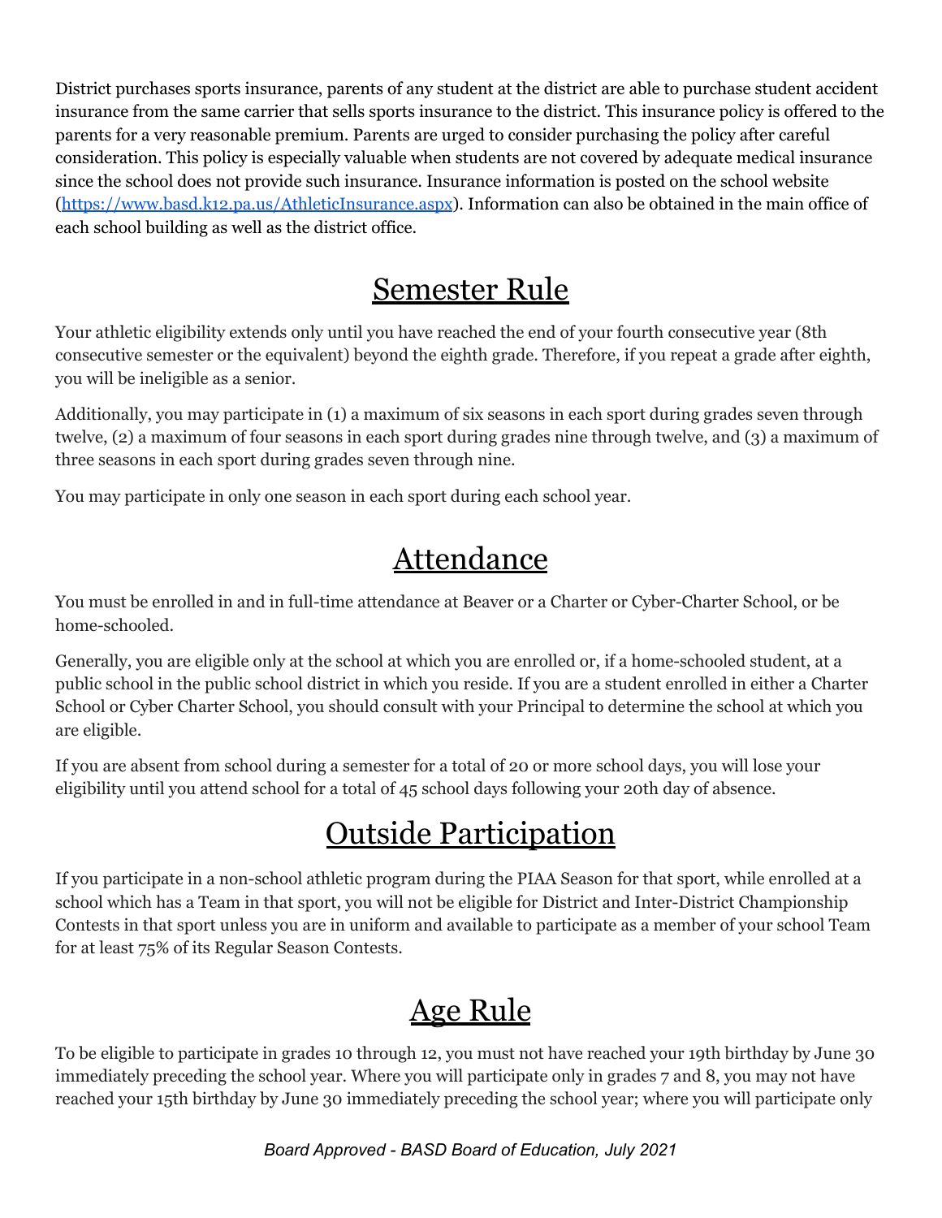District purchases sports insurance, parents of any student at the district are able to purchase student accident insurance from the same carrier that sells sports insurance to the district. This insurance policy is offered to the parents for a very reasonable premium. Parents are urged to consider purchasing the policy after careful consideration. This policy is especially valuable when students are not covered by adequate medical insurance since the school does not provide such insurance. Insurance information is posted on the school website ([https://www.basd.k12.pa.us/AthleticInsurance.aspx](https://www.basd.k12.pa.us/AthleticInsurance.aspx)). Information can also be obtained in the main office of each school building as well as the district office.

# Semester Rule

Your athletic eligibility extends only until you have reached the end of your fourth consecutive year (8th consecutive semester or the equivalent) beyond the eighth grade. Therefore, if you repeat a grade after eighth, you will be ineligible as a senior.

Additionally, you may participate in (1) a maximum of six seasons in each sport during grades seven through twelve, (2) a maximum of four seasons in each sport during grades nine through twelve, and (3) a maximum of three seasons in each sport during grades seven through nine.

You may participate in only one season in each sport during each school year.

# Attendance

You must be enrolled in and in full-time attendance at Beaver or a Charter or Cyber-Charter School, or be home-schooled.

Generally, you are eligible only at the school at which you are enrolled or, if a home-schooled student, at a public school in the public school district in which you reside. If you are a student enrolled in either a Charter School or Cyber Charter School, you should consult with your Principal to determine the school at which you are eligible.

If you are absent from school during a semester for a total of 20 or more school days, you will lose your eligibility until you attend school for a total of 45 school days following your 20th day of absence.

# Outside Participation

If you participate in a non-school athletic program during the PIAA Season for that sport, while enrolled at a school which has a Team in that sport, you will not be eligible for District and Inter-District Championship Contests in that sport unless you are in uniform and available to participate as a member of your school Team for at least 75% of its Regular Season Contests.

# Age Rule

To be eligible to participate in grades 10 through 12, you must not have reached your 19th birthday by June 30 immediately preceding the school year. Where you will participate only in grades 7 and 8, you may not have reached your 15th birthday by June 30 immediately preceding the school year; where you will participate only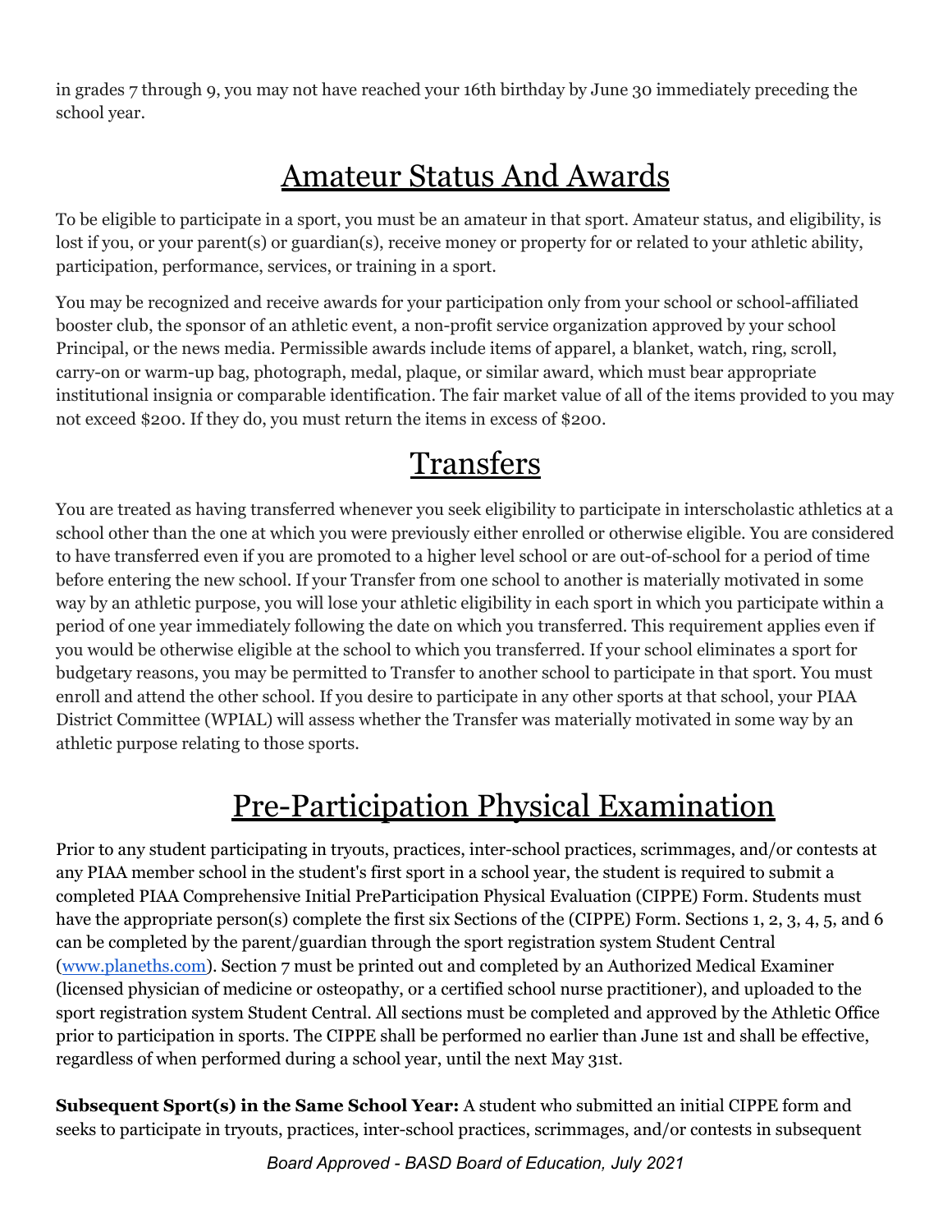in grades 7 through 9, you may not have reached your 16th birthday by June 30 immediately preceding the school year.

## Amateur Status And Awards

To be eligible to participate in a sport, you must be an amateur in that sport. Amateur status, and eligibility, is lost if you, or your parent(s) or guardian(s), receive money or property for or related to your athletic ability, participation, performance, services, or training in a sport.

You may be recognized and receive awards for your participation only from your school or school-affiliated booster club, the sponsor of an athletic event, a non-profit service organization approved by your school Principal, or the news media. Permissible awards include items of apparel, a blanket, watch, ring, scroll, carry-on or warm-up bag, photograph, medal, plaque, or similar award, which must bear appropriate institutional insignia or comparable identification. The fair market value of all of the items provided to you may not exceed $200. If they do, you must return the items in excess of $200.

## Transfers

You are treated as having transferred whenever you seek eligibility to participate in interscholastic athletics at a school other than the one at which you were previously either enrolled or otherwise eligible. You are considered to have transferred even if you are promoted to a higher level school or are out-of-school for a period of time before entering the new school. If your Transfer from one school to another is materially motivated in some way by an athletic purpose, you will lose your athletic eligibility in each sport in which you participate within a period of one year immediately following the date on which you transferred. This requirement applies even if you would be otherwise eligible at the school to which you transferred. If your school eliminates a sport for budgetary reasons, you may be permitted to Transfer to another school to participate in that sport. You must enroll and attend the other school. If you desire to participate in any other sports at that school, your PIAA District Committee (WPIAL) will assess whether the Transfer was materially motivated in some way by an athletic purpose relating to those sports.

## Pre-Participation Physical Examination

Prior to any student participating in tryouts, practices, inter-school practices, scrimmages, and/or contests at any PIAA member school in the student's first sport in a school year, the student is required to submit a completed PIAA Comprehensive Initial PreParticipation Physical Evaluation (CIPPE) Form. Students must have the appropriate person(s) complete the first six Sections of the (CIPPE) Form. Sections 1, 2, 3, 4, 5, and 6 can be completed by the parent/guardian through the sport registration system Student Central (www.planeths.com). Section 7 must be printed out and completed by an Authorized Medical Examiner (licensed physician of medicine or osteopathy, or a certified school nurse practitioner), and uploaded to the sport registration system Student Central. All sections must be completed and approved by the Athletic Office prior to participation in sports. The CIPPE shall be performed no earlier than June 1st and shall be effective, regardless of when performed during a school year, until the next May 31st.

**Subsequent Sport(s) in the Same School Year:** A student who submitted an initial CIPPE form and seeks to participate in tryouts, practices, inter-school practices, scrimmages, and/or contests in subsequent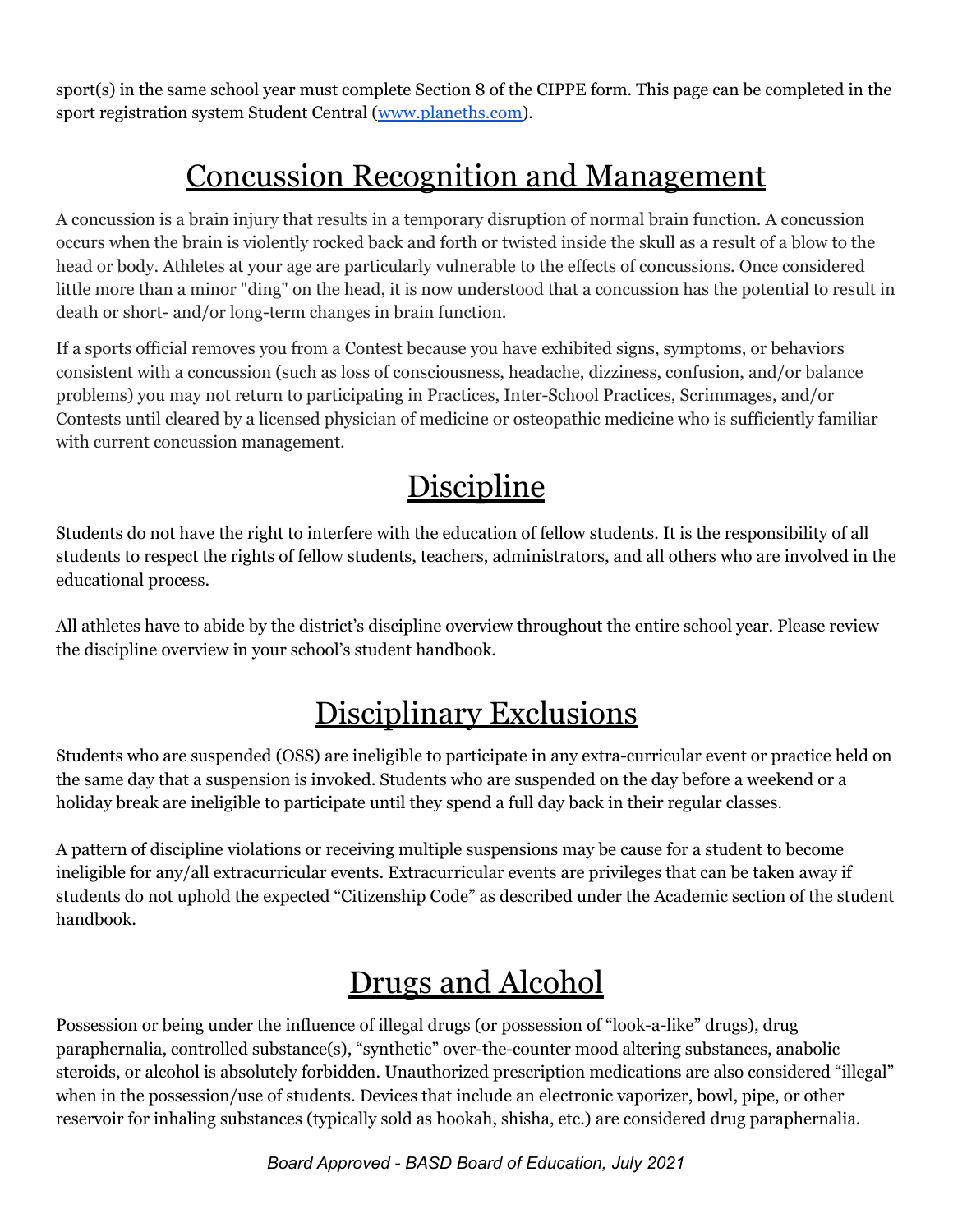sport(s) in the same school year must complete Section 8 of the CIPPE form. This page can be completed in the sport registration system Student Central ([www.planeths.com](http://www.planeths.com)).

# Concussion Recognition and Management

A concussion is a brain injury that results in a temporary disruption of normal brain function. A concussion occurs when the brain is violently rocked back and forth or twisted inside the skull as a result of a blow to the head or body. Athletes at your age are particularly vulnerable to the effects of concussions. Once considered little more than a minor "ding" on the head, it is now understood that a concussion has the potential to result in death or short- and/or long-term changes in brain function.

If a sports official removes you from a Contest because you have exhibited signs, symptoms, or behaviors consistent with a concussion (such as loss of consciousness, headache, dizziness, confusion, and/or balance problems) you may not return to participating in Practices, Inter-School Practices, Scrimmages, and/or Contests until cleared by a licensed physician of medicine or osteopathic medicine who is sufficiently familiar with current concussion management.

# Discipline

Students do not have the right to interfere with the education of fellow students. It is the responsibility of all students to respect the rights of fellow students, teachers, administrators, and all others who are involved in the educational process.

All athletes have to abide by the district's discipline overview throughout the entire school year. Please review the discipline overview in your school's student handbook.

# Disciplinary Exclusions

Students who are suspended (OSS) are ineligible to participate in any extra-curricular event or practice held on the same day that a suspension is invoked. Students who are suspended on the day before a weekend or a holiday break are ineligible to participate until they spend a full day back in their regular classes.

A pattern of discipline violations or receiving multiple suspensions may be cause for a student to become ineligible for any/all extracurricular events. Extracurricular events are privileges that can be taken away if students do not uphold the expected "Citizenship Code" as described under the Academic section of the student handbook.

# Drugs and Alcohol

Possession or being under the influence of illegal drugs (or possession of "look-a-like" drugs), drug paraphernalia, controlled substance(s), "synthetic" over-the-counter mood altering substances, anabolic steroids, or alcohol is absolutely forbidden. Unauthorized prescription medications are also considered "illegal" when in the possession/use of students. Devices that include an electronic vaporizer, bowl, pipe, or other reservoir for inhaling substances (typically sold as hookah, shisha, etc.) are considered drug paraphernalia.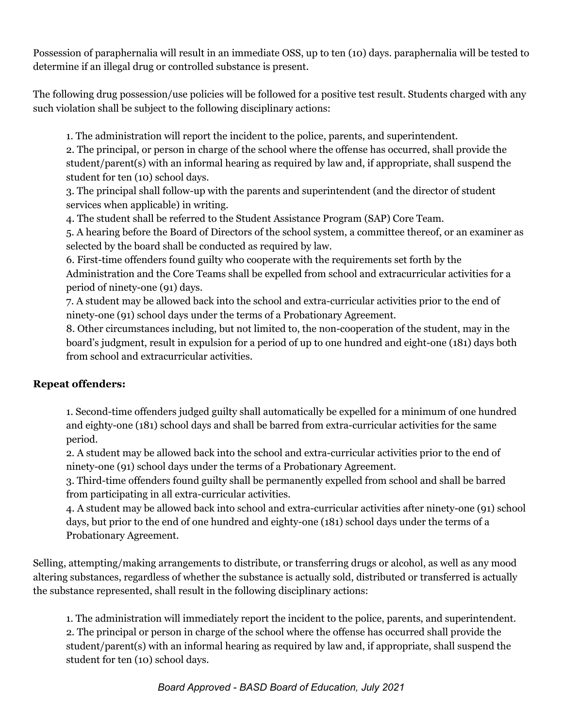Possession of paraphernalia will result in an immediate OSS, up to ten (10) days. paraphernalia will be tested to determine if an illegal drug or controlled substance is present.

The following drug possession/use policies will be followed for a positive test result. Students charged with any such violation shall be subject to the following disciplinary actions:

1. The administration will report the incident to the police, parents, and superintendent.
2. The principal, or person in charge of the school where the offense has occurred, shall provide the student/parent(s) with an informal hearing as required by law and, if appropriate, shall suspend the student for ten (10) school days.
3. The principal shall follow-up with the parents and superintendent (and the director of student services when applicable) in writing.
4. The student shall be referred to the Student Assistance Program (SAP) Core Team.
5. A hearing before the Board of Directors of the school system, a committee thereof, or an examiner as selected by the board shall be conducted as required by law.
6. First-time offenders found guilty who cooperate with the requirements set forth by the Administration and the Core Teams shall be expelled from school and extracurricular activities for a period of ninety-one (91) days.
7. A student may be allowed back into the school and extra-curricular activities prior to the end of ninety-one (91) school days under the terms of a Probationary Agreement.
8. Other circumstances including, but not limited to, the non-cooperation of the student, may in the board's judgment, result in expulsion for a period of up to one hundred and eight-one (181) days both from school and extracurricular activities.

**Repeat offenders:**

1. Second-time offenders judged guilty shall automatically be expelled for a minimum of one hundred and eighty-one (181) school days and shall be barred from extra-curricular activities for the same period.
2. A student may be allowed back into the school and extra-curricular activities prior to the end of ninety-one (91) school days under the terms of a Probationary Agreement.
3. Third-time offenders found guilty shall be permanently expelled from school and shall be barred from participating in all extra-curricular activities.
4. A student may be allowed back into school and extra-curricular activities after ninety-one (91) school days, but prior to the end of one hundred and eighty-one (181) school days under the terms of a Probationary Agreement.

Selling, attempting/making arrangements to distribute, or transferring drugs or alcohol, as well as any mood altering substances, regardless of whether the substance is actually sold, distributed or transferred is actually the substance represented, shall result in the following disciplinary actions:

1. The administration will immediately report the incident to the police, parents, and superintendent.
2. The principal or person in charge of the school where the offense has occurred shall provide the student/parent(s) with an informal hearing as required by law and, if appropriate, shall suspend the student for ten (10) school days.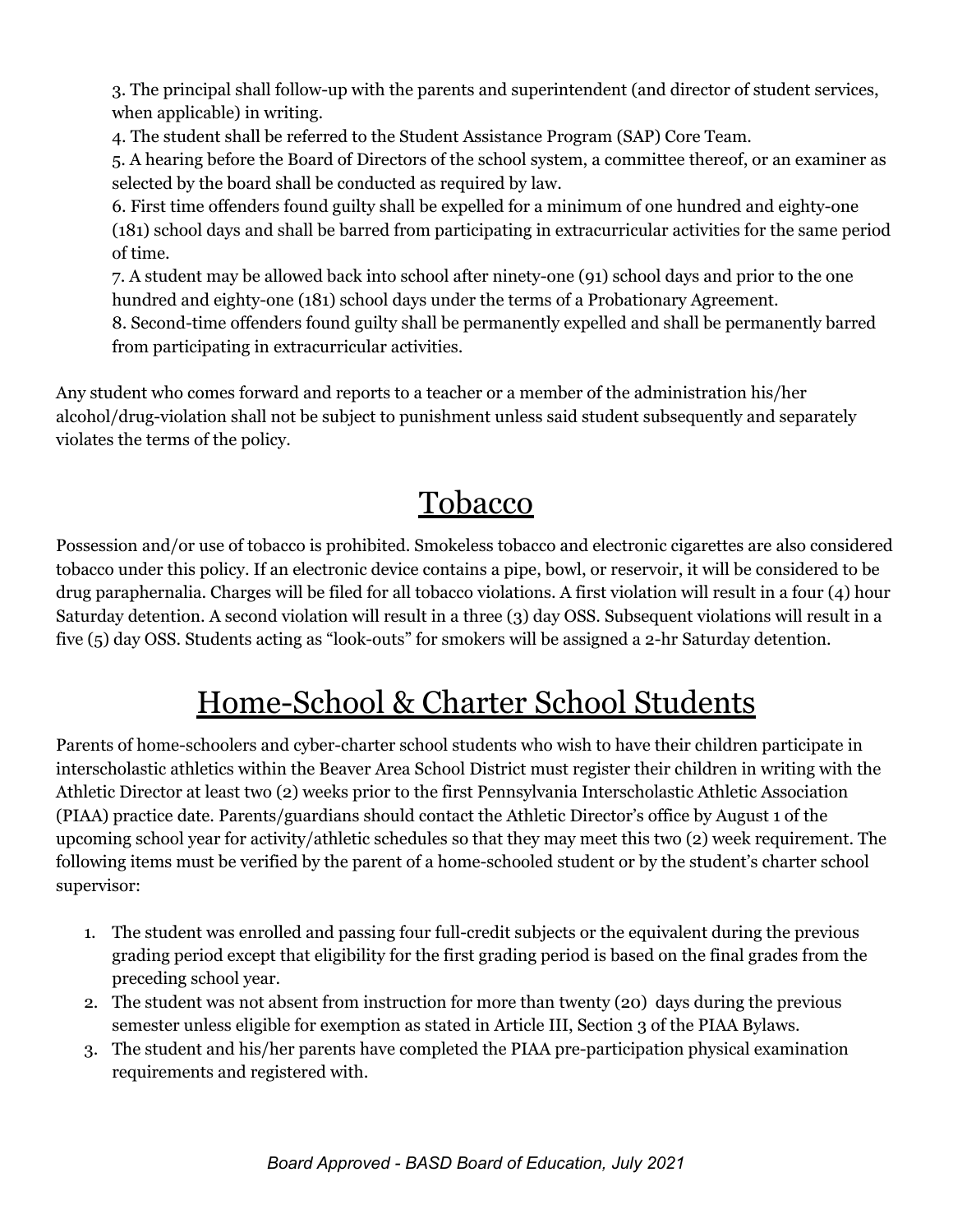3. The principal shall follow-up with the parents and superintendent (and director of student services, when applicable) in writing.
4. The student shall be referred to the Student Assistance Program (SAP) Core Team.
5. A hearing before the Board of Directors of the school system, a committee thereof, or an examiner as selected by the board shall be conducted as required by law.
6. First time offenders found guilty shall be expelled for a minimum of one hundred and eighty-one (181) school days and shall be barred from participating in extracurricular activities for the same period of time.
7. A student may be allowed back into school after ninety-one (91) school days and prior to the one hundred and eighty-one (181) school days under the terms of a Probationary Agreement.
8. Second-time offenders found guilty shall be permanently expelled and shall be permanently barred from participating in extracurricular activities.

Any student who comes forward and reports to a teacher or a member of the administration his/her alcohol/drug-violation shall not be subject to punishment unless said student subsequently and separately violates the terms of the policy.

# Tobacco

Possession and/or use of tobacco is prohibited. Smokeless tobacco and electronic cigarettes are also considered tobacco under this policy. If an electronic device contains a pipe, bowl, or reservoir, it will be considered to be drug paraphernalia. Charges will be filed for all tobacco violations. A first violation will result in a four (4) hour Saturday detention. A second violation will result in a three (3) day OSS. Subsequent violations will result in a five (5) day OSS. Students acting as "look-outs" for smokers will be assigned a 2-hr Saturday detention.

# Home-School & Charter School Students

Parents of home-schoolers and cyber-charter school students who wish to have their children participate in interscholastic athletics within the Beaver Area School District must register their children in writing with the Athletic Director at least two (2) weeks prior to the first Pennsylvania Interscholastic Athletic Association (PIAA) practice date. Parents/guardians should contact the Athletic Director's office by August 1 of the upcoming school year for activity/athletic schedules so that they may meet this two (2) week requirement. The following items must be verified by the parent of a home-schooled student or by the student's charter school supervisor:

1. The student was enrolled and passing four full-credit subjects or the equivalent during the previous grading period except that eligibility for the first grading period is based on the final grades from the preceding school year.
2. The student was not absent from instruction for more than twenty (20) days during the previous semester unless eligible for exemption as stated in Article III, Section 3 of the PIAA Bylaws.
3. The student and his/her parents have completed the PIAA pre-participation physical examination requirements and registered with.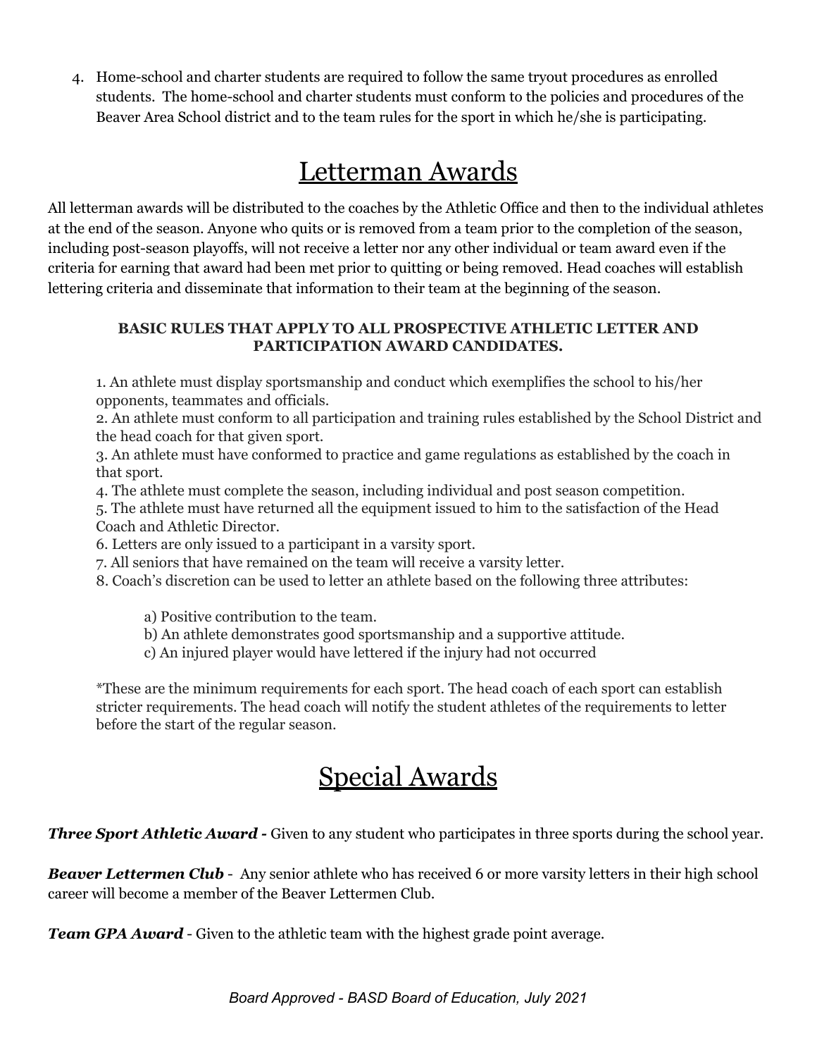4. Home-school and charter students are required to follow the same tryout procedures as enrolled students. The home-school and charter students must conform to the policies and procedures of the Beaver Area School district and to the team rules for the sport in which he/she is participating.

# Letterman Awards

All letterman awards will be distributed to the coaches by the Athletic Office and then to the individual athletes at the end of the season. Anyone who quits or is removed from a team prior to the completion of the season, including post-season playoffs, will not receive a letter nor any other individual or team award even if the criteria for earning that award had been met prior to quitting or being removed. Head coaches will establish lettering criteria and disseminate that information to their team at the beginning of the season.

**BASIC RULES THAT APPLY TO ALL PROSPECTIVE ATHLETIC LETTER AND PARTICIPATION AWARD CANDIDATES.**

1. An athlete must display sportsmanship and conduct which exemplifies the school to his/her opponents, teammates and officials.
2. An athlete must conform to all participation and training rules established by the School District and the head coach for that given sport.
3. An athlete must have conformed to practice and game regulations as established by the coach in that sport.
4. The athlete must complete the season, including individual and post season competition.
5. The athlete must have returned all the equipment issued to him to the satisfaction of the Head Coach and Athletic Director.
6. Letters are only issued to a participant in a varsity sport.
7. All seniors that have remained on the team will receive a varsity letter.
8. Coach's discretion can be used to letter an athlete based on the following three attributes:

    a) Positive contribution to the team.
    b) An athlete demonstrates good sportsmanship and a supportive attitude.
    c) An injured player would have lettered if the injury had not occurred

*These are the minimum requirements for each sport. The head coach of each sport can establish stricter requirements. The head coach will notify the student athletes of the requirements to letter before the start of the regular season.

# Special Awards

***Three Sport Athletic Award -*** Given to any student who participates in three sports during the school year.

***Beaver Lettermen Club*** - Any senior athlete who has received 6 or more varsity letters in their high school career will become a member of the Beaver Lettermen Club.

***Team GPA Award*** - Given to the athletic team with the highest grade point average.

*Board Approved - BASD Board of Education, July 2021*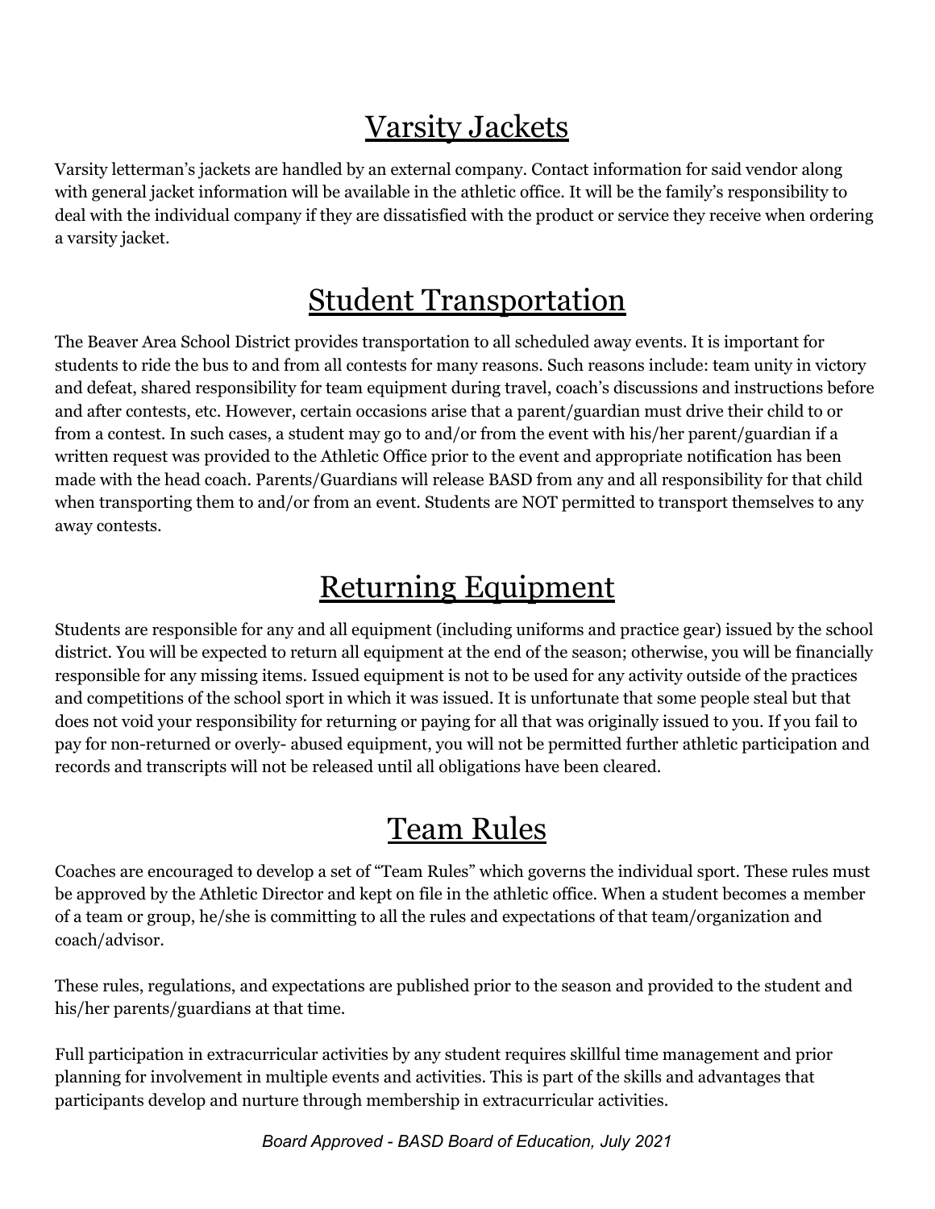# Varsity Jackets

Varsity letterman's jackets are handled by an external company. Contact information for said vendor along with general jacket information will be available in the athletic office. It will be the family's responsibility to deal with the individual company if they are dissatisfied with the product or service they receive when ordering a varsity jacket.

# Student Transportation

The Beaver Area School District provides transportation to all scheduled away events. It is important for students to ride the bus to and from all contests for many reasons. Such reasons include: team unity in victory and defeat, shared responsibility for team equipment during travel, coach's discussions and instructions before and after contests, etc. However, certain occasions arise that a parent/guardian must drive their child to or from a contest. In such cases, a student may go to and/or from the event with his/her parent/guardian if a written request was provided to the Athletic Office prior to the event and appropriate notification has been made with the head coach. Parents/Guardians will release BASD from any and all responsibility for that child when transporting them to and/or from an event. Students are NOT permitted to transport themselves to any away contests.

# Returning Equipment

Students are responsible for any and all equipment (including uniforms and practice gear) issued by the school district. You will be expected to return all equipment at the end of the season; otherwise, you will be financially responsible for any missing items. Issued equipment is not to be used for any activity outside of the practices and competitions of the school sport in which it was issued. It is unfortunate that some people steal but that does not void your responsibility for returning or paying for all that was originally issued to you. If you fail to pay for non-returned or overly- abused equipment, you will not be permitted further athletic participation and records and transcripts will not be released until all obligations have been cleared.

# Team Rules

Coaches are encouraged to develop a set of "Team Rules" which governs the individual sport. These rules must be approved by the Athletic Director and kept on file in the athletic office. When a student becomes a member of a team or group, he/she is committing to all the rules and expectations of that team/organization and coach/advisor.

These rules, regulations, and expectations are published prior to the season and provided to the student and his/her parents/guardians at that time.

Full participation in extracurricular activities by any student requires skillful time management and prior planning for involvement in multiple events and activities. This is part of the skills and advantages that participants develop and nurture through membership in extracurricular activities.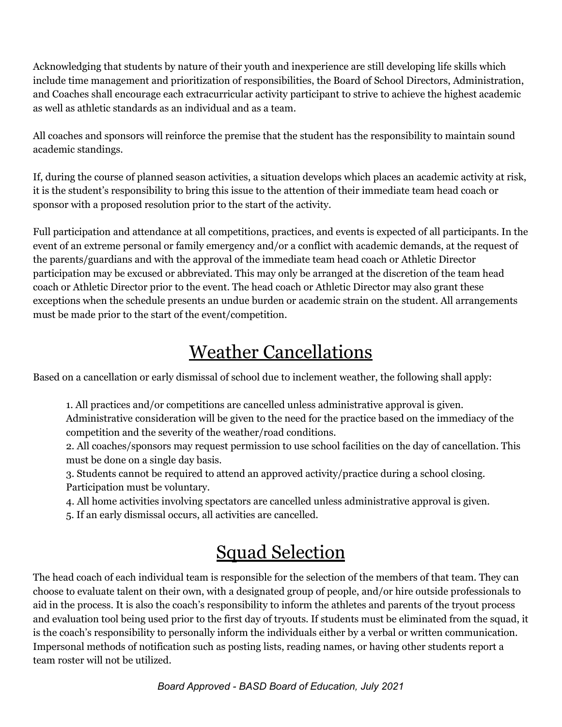Acknowledging that students by nature of their youth and inexperience are still developing life skills which include time management and prioritization of responsibilities, the Board of School Directors, Administration, and Coaches shall encourage each extracurricular activity participant to strive to achieve the highest academic as well as athletic standards as an individual and as a team.

All coaches and sponsors will reinforce the premise that the student has the responsibility to maintain sound academic standings.

If, during the course of planned season activities, a situation develops which places an academic activity at risk, it is the student's responsibility to bring this issue to the attention of their immediate team head coach or sponsor with a proposed resolution prior to the start of the activity.

Full participation and attendance at all competitions, practices, and events is expected of all participants. In the event of an extreme personal or family emergency and/or a conflict with academic demands, at the request of the parents/guardians and with the approval of the immediate team head coach or Athletic Director participation may be excused or abbreviated. This may only be arranged at the discretion of the team head coach or Athletic Director prior to the event. The head coach or Athletic Director may also grant these exceptions when the schedule presents an undue burden or academic strain on the student. All arrangements must be made prior to the start of the event/competition.

# Weather Cancellations

Based on a cancellation or early dismissal of school due to inclement weather, the following shall apply:

1. All practices and/or competitions are cancelled unless administrative approval is given. Administrative consideration will be given to the need for the practice based on the immediacy of the competition and the severity of the weather/road conditions.
2. All coaches/sponsors may request permission to use school facilities on the day of cancellation. This must be done on a single day basis.
3. Students cannot be required to attend an approved activity/practice during a school closing. Participation must be voluntary.
4. All home activities involving spectators are cancelled unless administrative approval is given.
5. If an early dismissal occurs, all activities are cancelled.

# Squad Selection

The head coach of each individual team is responsible for the selection of the members of that team. They can choose to evaluate talent on their own, with a designated group of people, and/or hire outside professionals to aid in the process. It is also the coach's responsibility to inform the athletes and parents of the tryout process and evaluation tool being used prior to the first day of tryouts. If students must be eliminated from the squad, it is the coach's responsibility to personally inform the individuals either by a verbal or written communication. Impersonal methods of notification such as posting lists, reading names, or having other students report a team roster will not be utilized.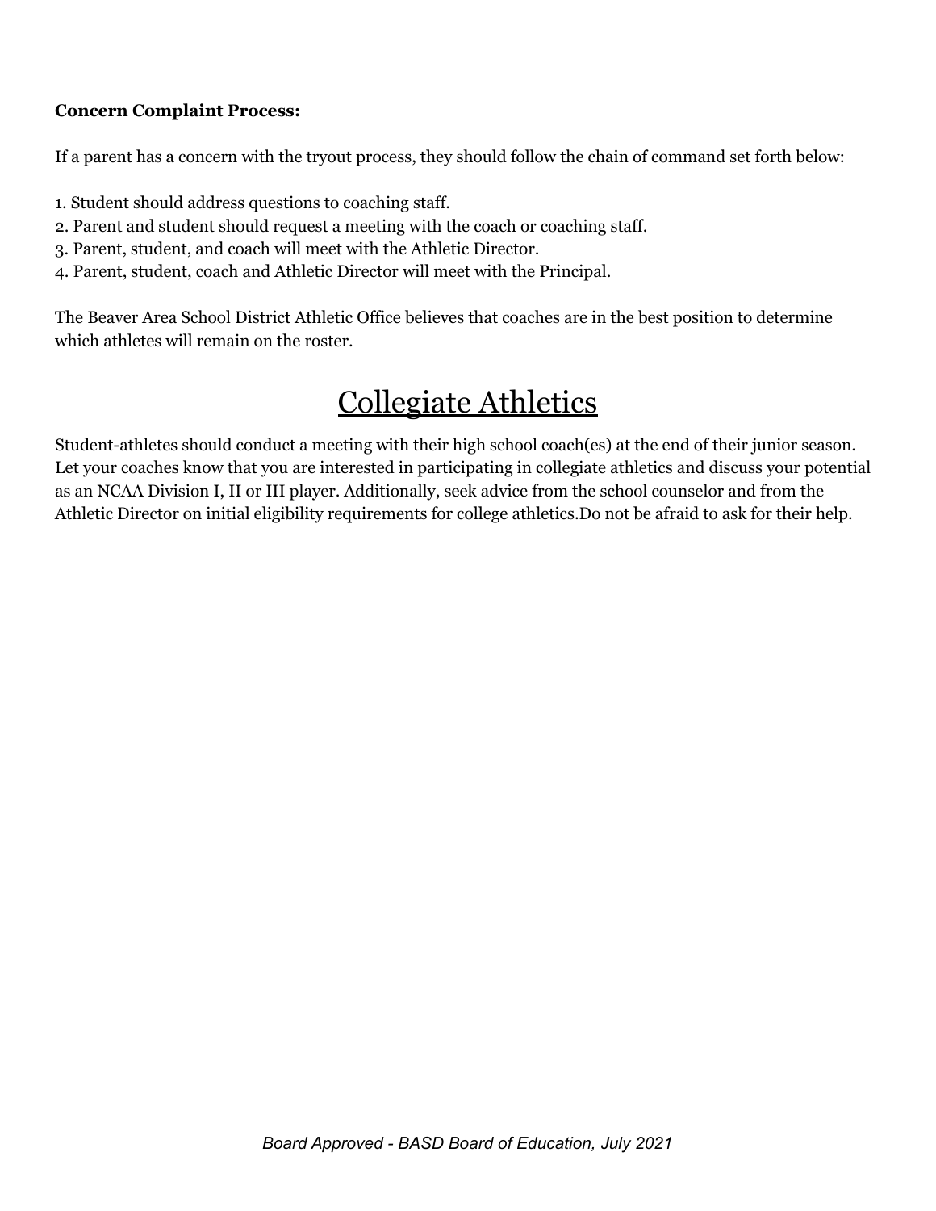**Concern Complaint Process:**

If a parent has a concern with the tryout process, they should follow the chain of command set forth below:

1. Student should address questions to coaching staff.
2. Parent and student should request a meeting with the coach or coaching staff.
3. Parent, student, and coach will meet with the Athletic Director.
4. Parent, student, coach and Athletic Director will meet with the Principal.

The Beaver Area School District Athletic Office believes that coaches are in the best position to determine which athletes will remain on the roster.

# Collegiate Athletics

Student-athletes should conduct a meeting with their high school coach(es) at the end of their junior season. Let your coaches know that you are interested in participating in collegiate athletics and discuss your potential as an NCAA Division I, II or III player. Additionally, seek advice from the school counselor and from the Athletic Director on initial eligibility requirements for college athletics.Do not be afraid to ask for their help.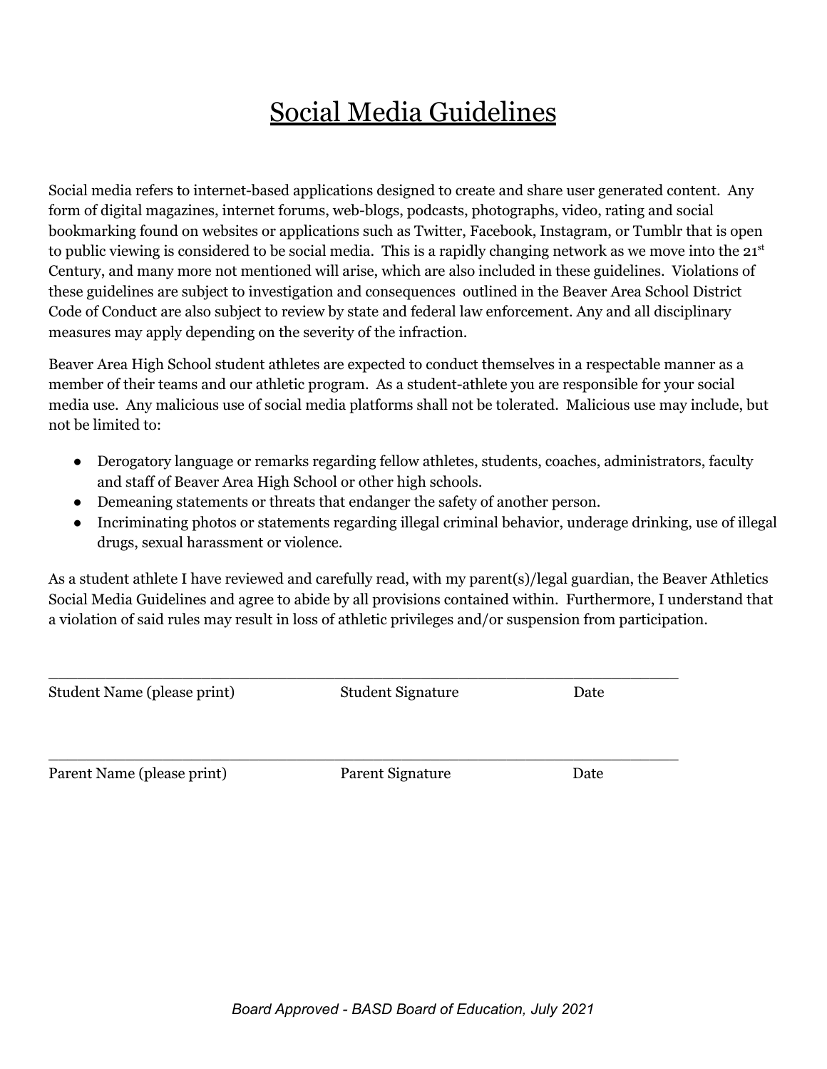# Social Media Guidelines

Social media refers to internet-based applications designed to create and share user generated content. Any form of digital magazines, internet forums, web-blogs, podcasts, photographs, video, rating and social bookmarking found on websites or applications such as Twitter, Facebook, Instagram, or Tumblr that is open to public viewing is considered to be social media. This is a rapidly changing network as we move into the 21st Century, and many more not mentioned will arise, which are also included in these guidelines. Violations of these guidelines are subject to investigation and consequences outlined in the Beaver Area School District Code of Conduct are also subject to review by state and federal law enforcement. Any and all disciplinary measures may apply depending on the severity of the infraction.

Beaver Area High School student athletes are expected to conduct themselves in a respectable manner as a member of their teams and our athletic program. As a student-athlete you are responsible for your social media use. Any malicious use of social media platforms shall not be tolerated. Malicious use may include, but not be limited to:

- Derogatory language or remarks regarding fellow athletes, students, coaches, administrators, faculty and staff of Beaver Area High School or other high schools.
- Demeaning statements or threats that endanger the safety of another person.
- Incriminating photos or statements regarding illegal criminal behavior, underage drinking, use of illegal drugs, sexual harassment or violence.

As a student athlete I have reviewed and carefully read, with my parent(s)/legal guardian, the Beaver Athletics Social Media Guidelines and agree to abide by all provisions contained within. Furthermore, I understand that a violation of said rules may result in loss of athletic privileges and/or suspension from participation.

_______________________________________________________________

Student Name (please print)    Student Signature    Date

_______________________________________________________________

Parent Name (please print)    Parent Signature    Date

*Board Approved - BASD Board of Education, July 2021*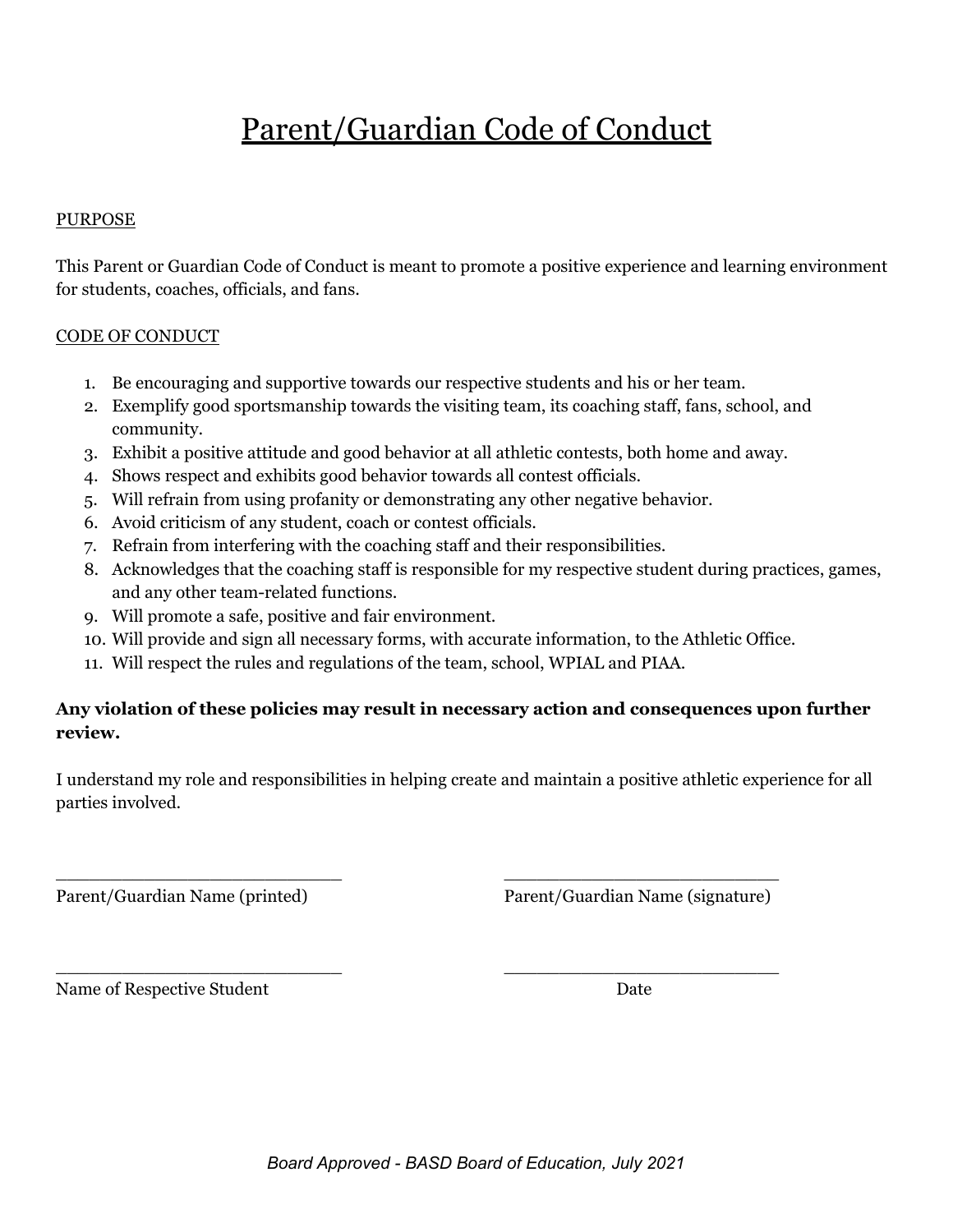# Parent/Guardian Code of Conduct

PURPOSE

This Parent or Guardian Code of Conduct is meant to promote a positive experience and learning environment for students, coaches, officials, and fans.

CODE OF CONDUCT

1. Be encouraging and supportive towards our respective students and his or her team.
2. Exemplify good sportsmanship towards the visiting team, its coaching staff, fans, school, and community.
3. Exhibit a positive attitude and good behavior at all athletic contests, both home and away.
4. Shows respect and exhibits good behavior towards all contest officials.
5. Will refrain from using profanity or demonstrating any other negative behavior.
6. Avoid criticism of any student, coach or contest officials.
7. Refrain from interfering with the coaching staff and their responsibilities.
8. Acknowledges that the coaching staff is responsible for my respective student during practices, games, and any other team-related functions.
9. Will promote a safe, positive and fair environment.
10. Will provide and sign all necessary forms, with accurate information, to the Athletic Office.
11. Will respect the rules and regulations of the team, school, WPIAL and PIAA.

**Any violation of these policies may result in necessary action and consequences upon further review.**

I understand my role and responsibilities in helping create and maintain a positive athletic experience for all parties involved.

___________________________ Parent/Guardian Name (printed)

___________________________ Parent/Guardian Name (signature)

___________________________ Name of Respective Student

___________________________ Date

*Board Approved - BASD Board of Education, July 2021*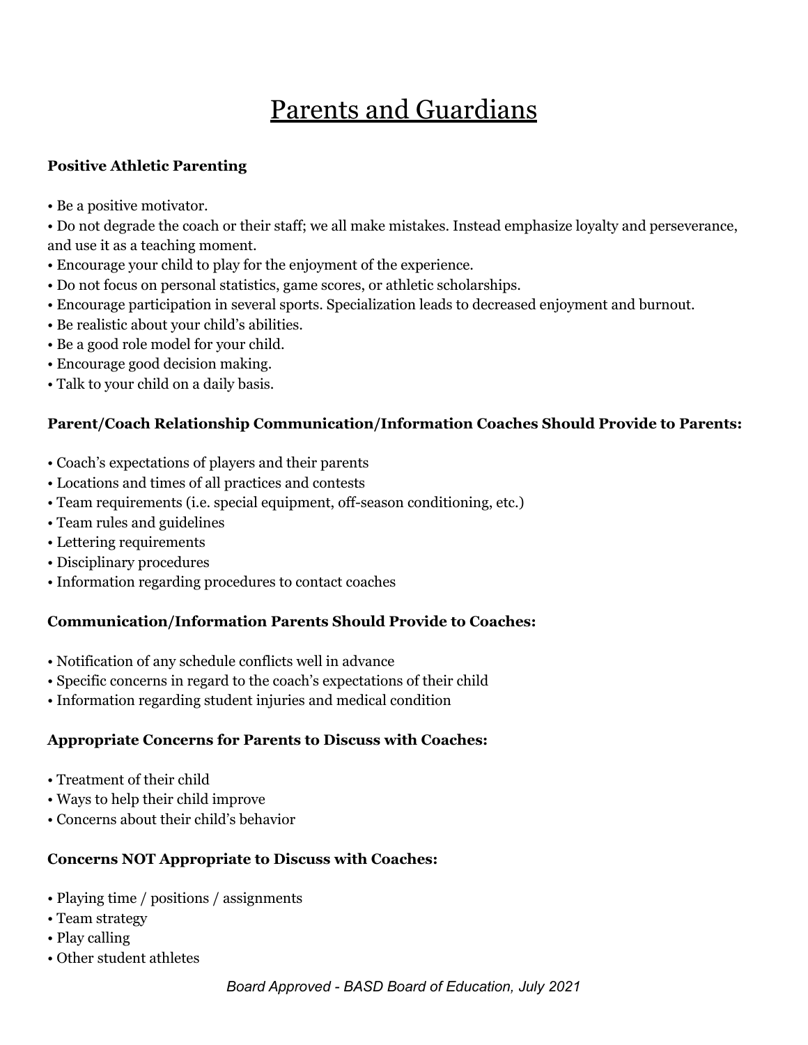# Parents and Guardians

**Positive Athletic Parenting**

- Be a positive motivator.
- Do not degrade the coach or their staff; we all make mistakes. Instead emphasize loyalty and perseverance, and use it as a teaching moment.
- Encourage your child to play for the enjoyment of the experience.
- Do not focus on personal statistics, game scores, or athletic scholarships.
- Encourage participation in several sports. Specialization leads to decreased enjoyment and burnout.
- Be realistic about your child's abilities.
- Be a good role model for your child.
- Encourage good decision making.
- Talk to your child on a daily basis.

**Parent/Coach Relationship Communication/Information Coaches Should Provide to Parents:**

- Coach's expectations of players and their parents
- Locations and times of all practices and contests
- Team requirements (i.e. special equipment, off-season conditioning, etc.)
- Team rules and guidelines
- Lettering requirements
- Disciplinary procedures
- Information regarding procedures to contact coaches

**Communication/Information Parents Should Provide to Coaches:**

- Notification of any schedule conflicts well in advance
- Specific concerns in regard to the coach's expectations of their child
- Information regarding student injuries and medical condition

**Appropriate Concerns for Parents to Discuss with Coaches:**

- Treatment of their child
- Ways to help their child improve
- Concerns about their child's behavior

**Concerns NOT Appropriate to Discuss with Coaches:**

- Playing time / positions / assignments
- Team strategy
- Play calling
- Other student athletes

*Board Approved - BASD Board of Education, July 2021*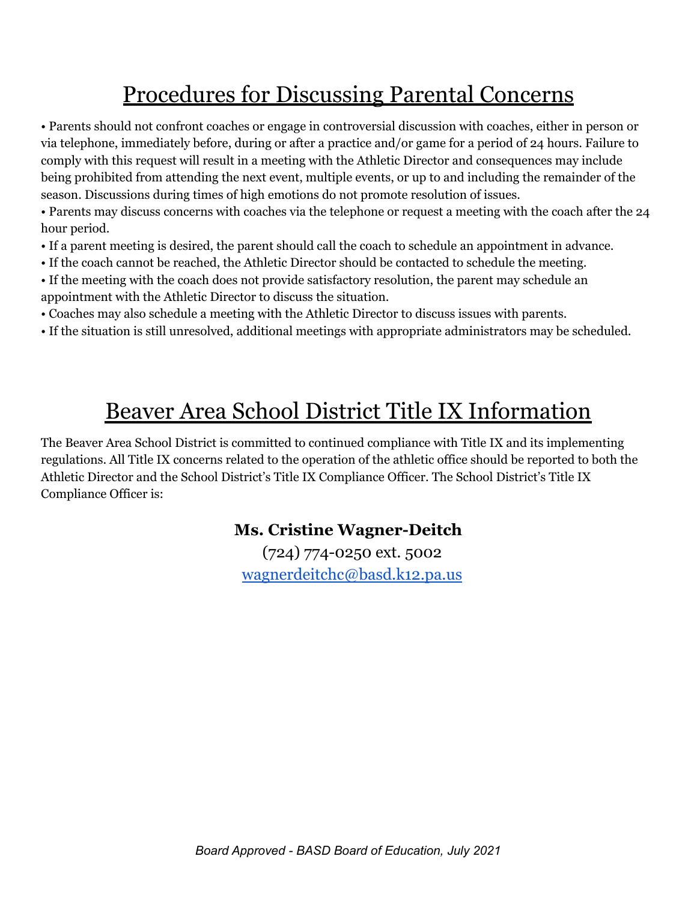# Procedures for Discussing Parental Concerns

• Parents should not confront coaches or engage in controversial discussion with coaches, either in person or via telephone, immediately before, during or after a practice and/or game for a period of 24 hours. Failure to comply with this request will result in a meeting with the Athletic Director and consequences may include being prohibited from attending the next event, multiple events, or up to and including the remainder of the season. Discussions during times of high emotions do not promote resolution of issues.
• Parents may discuss concerns with coaches via the telephone or request a meeting with the coach after the 24 hour period.
• If a parent meeting is desired, the parent should call the coach to schedule an appointment in advance.
• If the coach cannot be reached, the Athletic Director should be contacted to schedule the meeting.
• If the meeting with the coach does not provide satisfactory resolution, the parent may schedule an appointment with the Athletic Director to discuss the situation.
• Coaches may also schedule a meeting with the Athletic Director to discuss issues with parents.
• If the situation is still unresolved, additional meetings with appropriate administrators may be scheduled.

# Beaver Area School District Title IX Information

The Beaver Area School District is committed to continued compliance with Title IX and its implementing regulations. All Title IX concerns related to the operation of the athletic office should be reported to both the Athletic Director and the School District's Title IX Compliance Officer. The School District's Title IX Compliance Officer is:

**Ms. Cristine Wagner-Deitch**
(724) 774-0250 ext. 5002
wagnerdeitchc@basd.k12.pa.us

*Board Approved - BASD Board of Education, July 2021*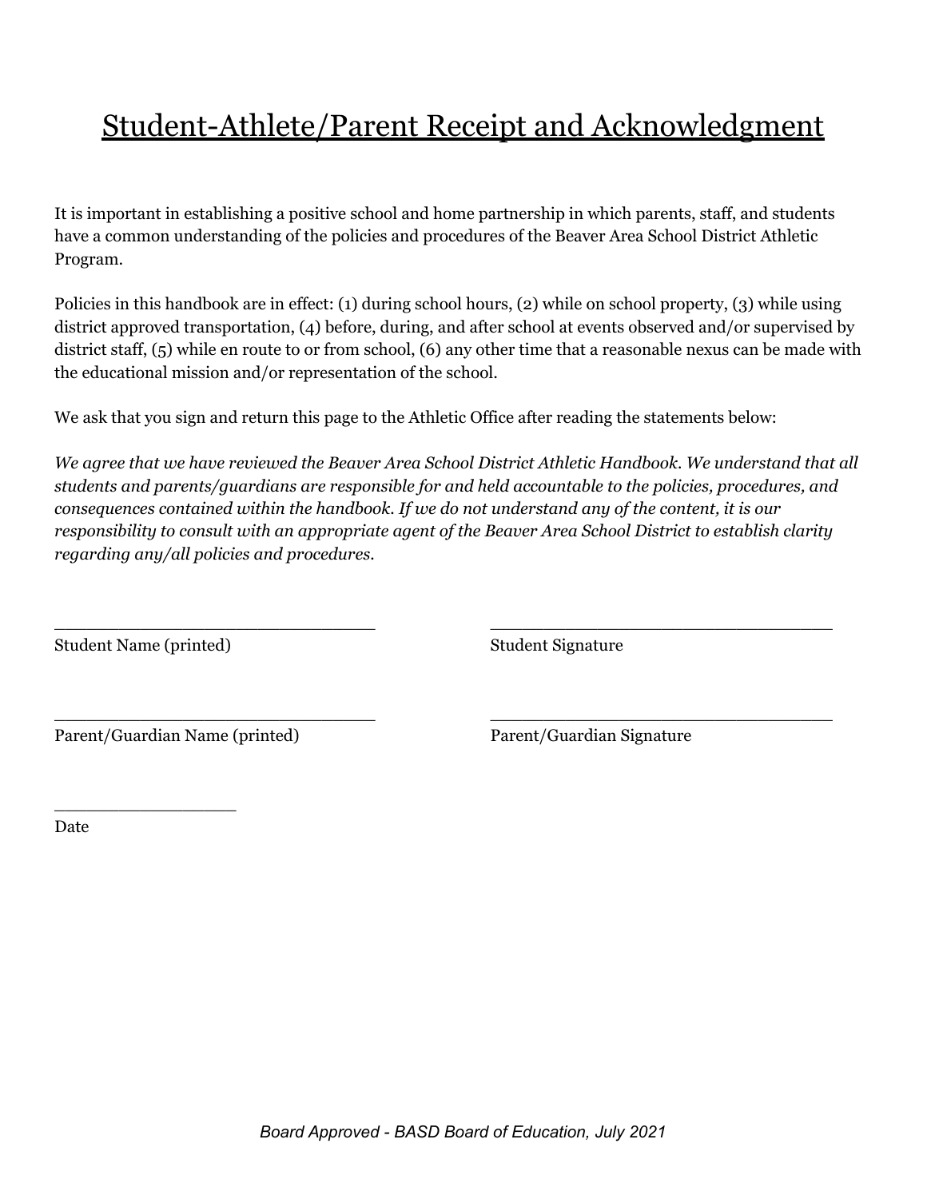# Student-Athlete/Parent Receipt and Acknowledgment

It is important in establishing a positive school and home partnership in which parents, staff, and students have a common understanding of the policies and procedures of the Beaver Area School District Athletic Program.

Policies in this handbook are in effect: (1) during school hours, (2) while on school property, (3) while using district approved transportation, (4) before, during, and after school at events observed and/or supervised by district staff, (5) while en route to or from school, (6) any other time that a reasonable nexus can be made with the educational mission and/or representation of the school.

We ask that you sign and return this page to the Athletic Office after reading the statements below:

*We agree that we have reviewed the Beaver Area School District Athletic Handbook. We understand that all students and parents/guardians are responsible for and held accountable to the policies, procedures, and consequences contained within the handbook. If we do not understand any of the content, it is our responsibility to consult with an appropriate agent of the Beaver Area School District to establish clarity regarding any/all policies and procedures.*

| | |
|---|---|
| ______________________________ | ______________________________ |
| Student Name (printed) | Student Signature |
| ______________________________ | ______________________________ |
| Parent/Guardian Name (printed) | Parent/Guardian Signature |

_______________

Date

*Board Approved - BASD Board of Education, July 2021*